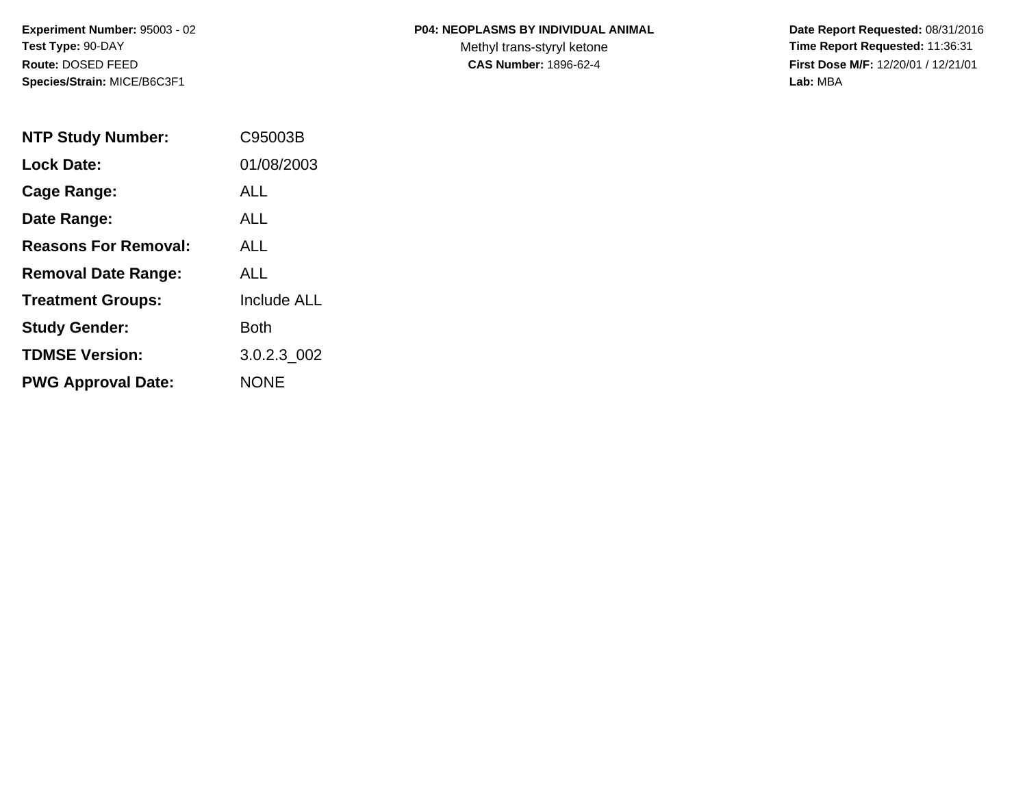**Experiment Number:** 95003 - 02
**Test Type:** 90-DAY
**Route:** DOSED FEED
**Species/Strain:** MICE/B6C3F1

**P04: NEOPLASMS BY INDIVIDUAL ANIMAL**
Methyl trans-styryl ketone
**CAS Number:** 1896-62-4

**Date Report Requested:** 08/31/2016
**Time Report Requested:** 11:36:31
**First Dose M/F:** 12/20/01 / 12/21/01
**Lab:** MBA

| | |
|---|---|
| **NTP Study Number:** | C95003B |
| **Lock Date:** | 01/08/2003 |
| **Cage Range:** | ALL |
| **Date Range:** | ALL |
| **Reasons For Removal:** | ALL |
| **Removal Date Range:** | ALL |
| **Treatment Groups:** | Include ALL |
| **Study Gender:** | Both |
| **TDMSE Version:** | 3.0.2.3_002 |
| **PWG Approval Date:** | NONE |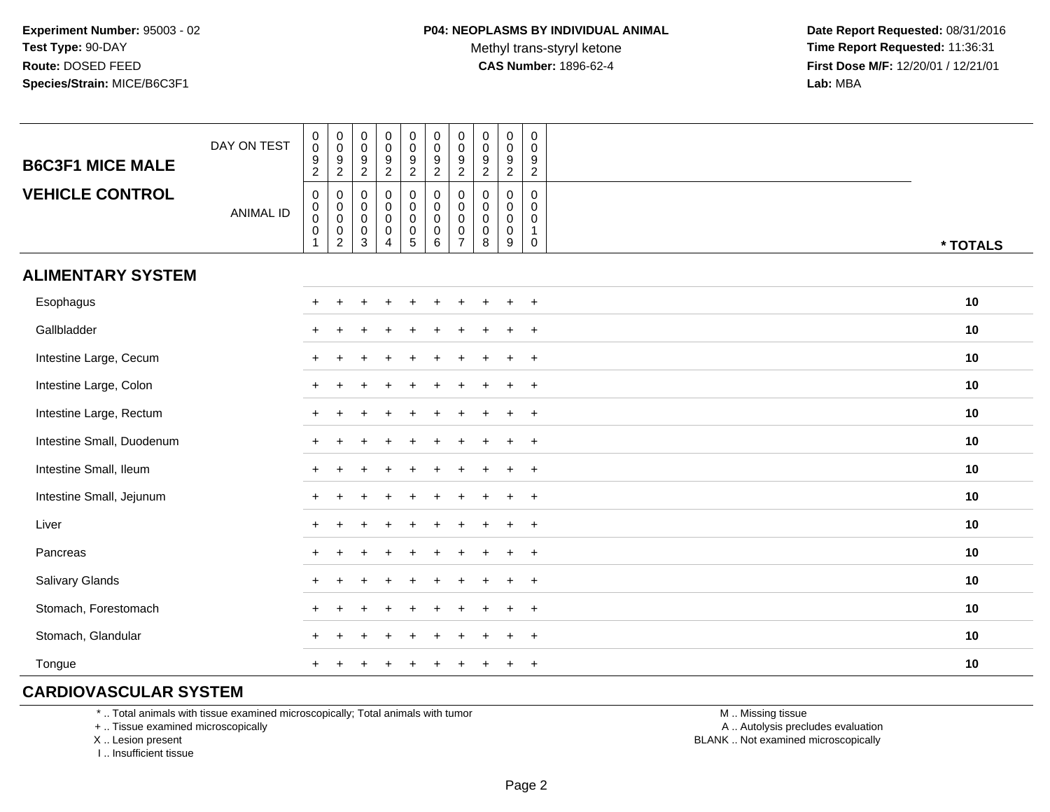**Experiment Number:** 95003 - 02
**Test Type:** 90-DAY
**Route:** DOSED FEED
**Species/Strain:** MICE/B6C3F1

**P04: NEOPLASMS BY INDIVIDUAL ANIMAL**
Methyl trans-styryl ketone
**CAS Number:** 1896-62-4

**Date Report Requested:** 08/31/2016
**Time Report Requested:** 11:36:31
**First Dose M/F:** 12/20/01 / 12/21/01
**Lab:** MBA

| B6C3F1 MICE MALE / VEHICLE CONTROL | | | | | | | | | | | |
|---|---|---|---|---|---|---|---|---|---|---|---|
| DAY ON TEST | 0092 | 0092 | 0092 | 0092 | 0092 | 0092 | 0092 | 0092 | 0092 | 0092 | |
| ANIMAL ID | 00001 | 00002 | 00003 | 00004 | 00005 | 00006 | 00007 | 00008 | 00009 | 00010 | * TOTALS |
| **ALIMENTARY SYSTEM** | | | | | | | | | | | |
| Esophagus | + | + | + | + | + | + | + | + | + | + | 10 |
| Gallbladder | + | + | + | + | + | + | + | + | + | + | 10 |
| Intestine Large, Cecum | + | + | + | + | + | + | + | + | + | + | 10 |
| Intestine Large, Colon | + | + | + | + | + | + | + | + | + | + | 10 |
| Intestine Large, Rectum | + | + | + | + | + | + | + | + | + | + | 10 |
| Intestine Small, Duodenum | + | + | + | + | + | + | + | + | + | + | 10 |
| Intestine Small, Ileum | + | + | + | + | + | + | + | + | + | + | 10 |
| Intestine Small, Jejunum | + | + | + | + | + | + | + | + | + | + | 10 |
| Liver | + | + | + | + | + | + | + | + | + | + | 10 |
| Pancreas | + | + | + | + | + | + | + | + | + | + | 10 |
| Salivary Glands | + | + | + | + | + | + | + | + | + | + | 10 |
| Stomach, Forestomach | + | + | + | + | + | + | + | + | + | + | 10 |
| Stomach, Glandular | + | + | + | + | + | + | + | + | + | + | 10 |
| Tongue | + | + | + | + | + | + | + | + | + | + | 10 |
| **CARDIOVASCULAR SYSTEM** | | | | | | | | | | | |

\* .. Total animals with tissue examined microscopically; Total animals with tumor
\+ .. Tissue examined microscopically
X .. Lesion present
I .. Insufficient tissue

M .. Missing tissue
A .. Autolysis precludes evaluation
BLANK .. Not examined microscopically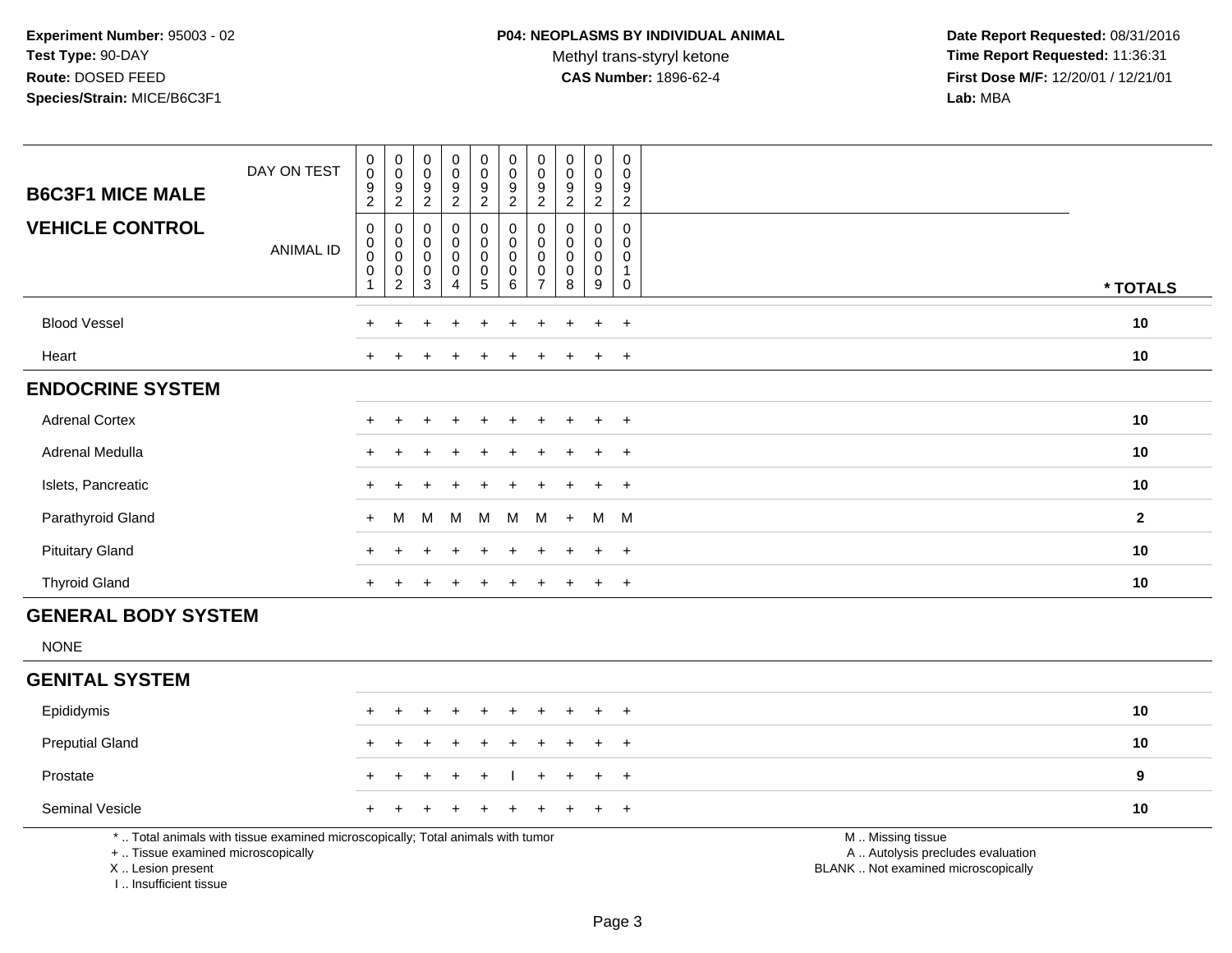**Experiment Number:** 95003 - 02
**Test Type:** 90-DAY
**Route:** DOSED FEED
**Species/Strain:** MICE/B6C3F1

**P04: NEOPLASMS BY INDIVIDUAL ANIMAL**
Methyl trans-styryl ketone
**CAS Number:** 1896-62-4

**Date Report Requested:** 08/31/2016
**Time Report Requested:** 11:36:31
**First Dose M/F:** 12/20/01 / 12/21/01
**Lab:** MBA

| B6C3F1 MICE MALE / VEHICLE CONTROL | DAY ON TEST | 0092 | 0092 | 0092 | 0092 | 0092 | 0092 | 0092 | 0092 | 0092 | 0092 | |
|---|---|---|---|---|---|---|---|---|---|---|---|---|
| | ANIMAL ID | 00001 | 00002 | 00003 | 00004 | 00005 | 00006 | 00007 | 00008 | 00009 | 00010 | * TOTALS |
| Blood Vessel | | + | + | + | + | + | + | + | + | + | + | 10 |
| Heart | | + | + | + | + | + | + | + | + | + | + | 10 |
| **ENDOCRINE SYSTEM** | | | | | | | | | | | | |
| Adrenal Cortex | | + | + | + | + | + | + | + | + | + | + | 10 |
| Adrenal Medulla | | + | + | + | + | + | + | + | + | + | + | 10 |
| Islets, Pancreatic | | + | + | + | + | + | + | + | + | + | + | 10 |
| Parathyroid Gland | | + | M | M | M | M | M | M | + | M | M | 2 |
| Pituitary Gland | | + | + | + | + | + | + | + | + | + | + | 10 |
| Thyroid Gland | | + | + | + | + | + | + | + | + | + | + | 10 |
| **GENERAL BODY SYSTEM** | | | | | | | | | | | | |
| NONE | | | | | | | | | | | | |
| **GENITAL SYSTEM** | | | | | | | | | | | | |
| Epididymis | | + | + | + | + | + | + | + | + | + | + | 10 |
| Preputial Gland | | + | + | + | + | + | + | + | + | + | + | 10 |
| Prostate | | + | + | + | + | + | I | + | + | + | + | 9 |
| Seminal Vesicle | | + | + | + | + | + | + | + | + | + | + | 10 |

\* .. Total animals with tissue examined microscopically; Total animals with tumor
\+ .. Tissue examined microscopically
X .. Lesion present
I .. Insufficient tissue

M .. Missing tissue
A .. Autolysis precludes evaluation
BLANK .. Not examined microscopically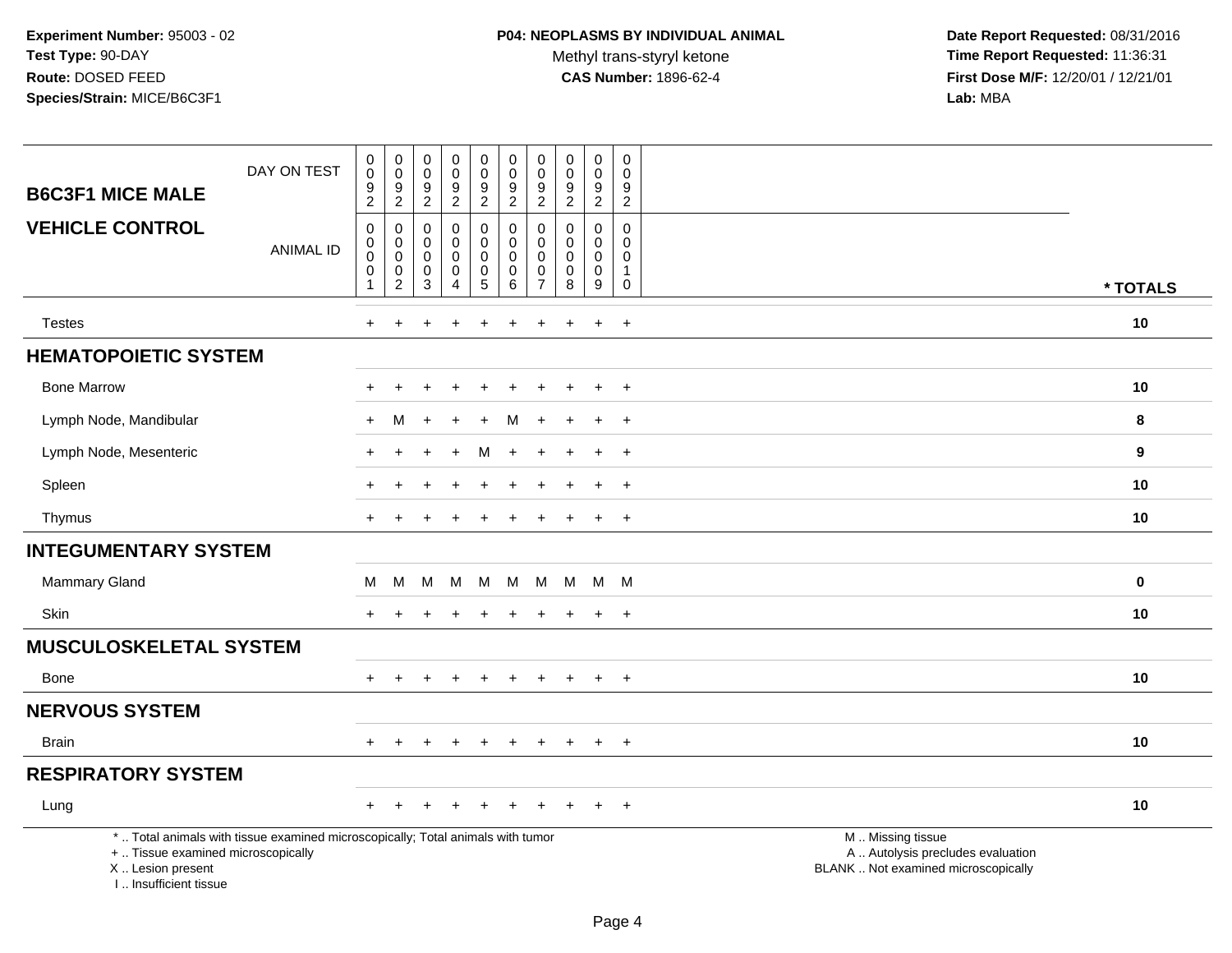**Experiment Number:** 95003 - 02
**Test Type:** 90-DAY
**Route:** DOSED FEED
**Species/Strain:** MICE/B6C3F1

**P04: NEOPLASMS BY INDIVIDUAL ANIMAL**
Methyl trans-styryl ketone
**CAS Number:** 1896-62-4

**Date Report Requested:** 08/31/2016
**Time Report Requested:** 11:36:31
**First Dose M/F:** 12/20/01 / 12/21/01
**Lab:** MBA

| B6C3F1 MICE MALE / VEHICLE CONTROL | | | | | | | | | | | |
|---|---|---|---|---|---|---|---|---|---|---|---|
| DAY ON TEST | 0092 | 0092 | 0092 | 0092 | 0092 | 0092 | 0092 | 0092 | 0092 | 0092 | |
| ANIMAL ID | 00001 | 00002 | 00003 | 00004 | 00005 | 00006 | 00007 | 00008 | 00009 | 00010 | * TOTALS |
| Testes | + | + | + | + | + | + | + | + | + | + | 10 |
| **HEMATOPOIETIC SYSTEM** | | | | | | | | | | | |
| Bone Marrow | + | + | + | + | + | + | + | + | + | + | 10 |
| Lymph Node, Mandibular | + | M | + | + | + | M | + | + | + | + | 8 |
| Lymph Node, Mesenteric | + | + | + | + | M | + | + | + | + | + | 9 |
| Spleen | + | + | + | + | + | + | + | + | + | + | 10 |
| Thymus | + | + | + | + | + | + | + | + | + | + | 10 |
| **INTEGUMENTARY SYSTEM** | | | | | | | | | | | |
| Mammary Gland | M | M | M | M | M | M | M | M | M | M | 0 |
| Skin | + | + | + | + | + | + | + | + | + | + | 10 |
| **MUSCULOSKELETAL SYSTEM** | | | | | | | | | | | |
| Bone | + | + | + | + | + | + | + | + | + | + | 10 |
| **NERVOUS SYSTEM** | | | | | | | | | | | |
| Brain | + | + | + | + | + | + | + | + | + | + | 10 |
| **RESPIRATORY SYSTEM** | | | | | | | | | | | |
| Lung | + | + | + | + | + | + | + | + | + | + | 10 |

* .. Total animals with tissue examined microscopically; Total animals with tumor
+ .. Tissue examined microscopically
X .. Lesion present
I .. Insufficient tissue

M .. Missing tissue
A .. Autolysis precludes evaluation
BLANK .. Not examined microscopically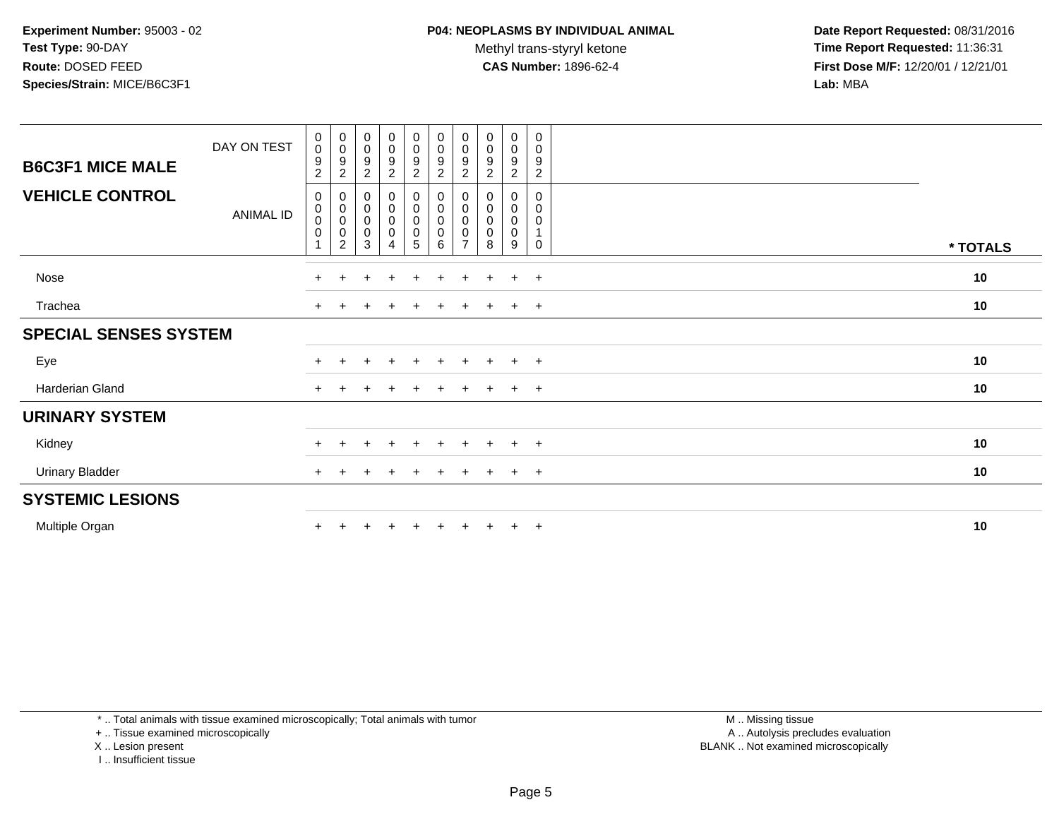**Experiment Number:** 95003 - 02
**Test Type:** 90-DAY
**Route:** DOSED FEED
**Species/Strain:** MICE/B6C3F1

**P04: NEOPLASMS BY INDIVIDUAL ANIMAL**
Methyl trans-styryl ketone
**CAS Number:** 1896-62-4

**Date Report Requested:** 08/31/2016
**Time Report Requested:** 11:36:31
**First Dose M/F:** 12/20/01 / 12/21/01
**Lab:** MBA

| B6C3F1 MICE MALE / VEHICLE CONTROL | | | | | | | | | | | |
|---|---|---|---|---|---|---|---|---|---|---|---|
| DAY ON TEST | 0092 | 0092 | 0092 | 0092 | 0092 | 0092 | 0092 | 0092 | 0092 | 0092 | |
| ANIMAL ID | 00001 | 00002 | 00003 | 00004 | 00005 | 00006 | 00007 | 00008 | 00009 | 00010 | * TOTALS |
| Nose | + | + | + | + | + | + | + | + | + | + | 10 |
| Trachea | + | + | + | + | + | + | + | + | + | + | 10 |
| **SPECIAL SENSES SYSTEM** | | | | | | | | | | | |
| Eye | + | + | + | + | + | + | + | + | + | + | 10 |
| Harderian Gland | + | + | + | + | + | + | + | + | + | + | 10 |
| **URINARY SYSTEM** | | | | | | | | | | | |
| Kidney | + | + | + | + | + | + | + | + | + | + | 10 |
| Urinary Bladder | + | + | + | + | + | + | + | + | + | + | 10 |
| **SYSTEMIC LESIONS** | | | | | | | | | | | |
| Multiple Organ | + | + | + | + | + | + | + | + | + | + | 10 |

* .. Total animals with tissue examined microscopically; Total animals with tumor
+ .. Tissue examined microscopically
X .. Lesion present
I .. Insufficient tissue

M .. Missing tissue
A .. Autolysis precludes evaluation
BLANK .. Not examined microscopically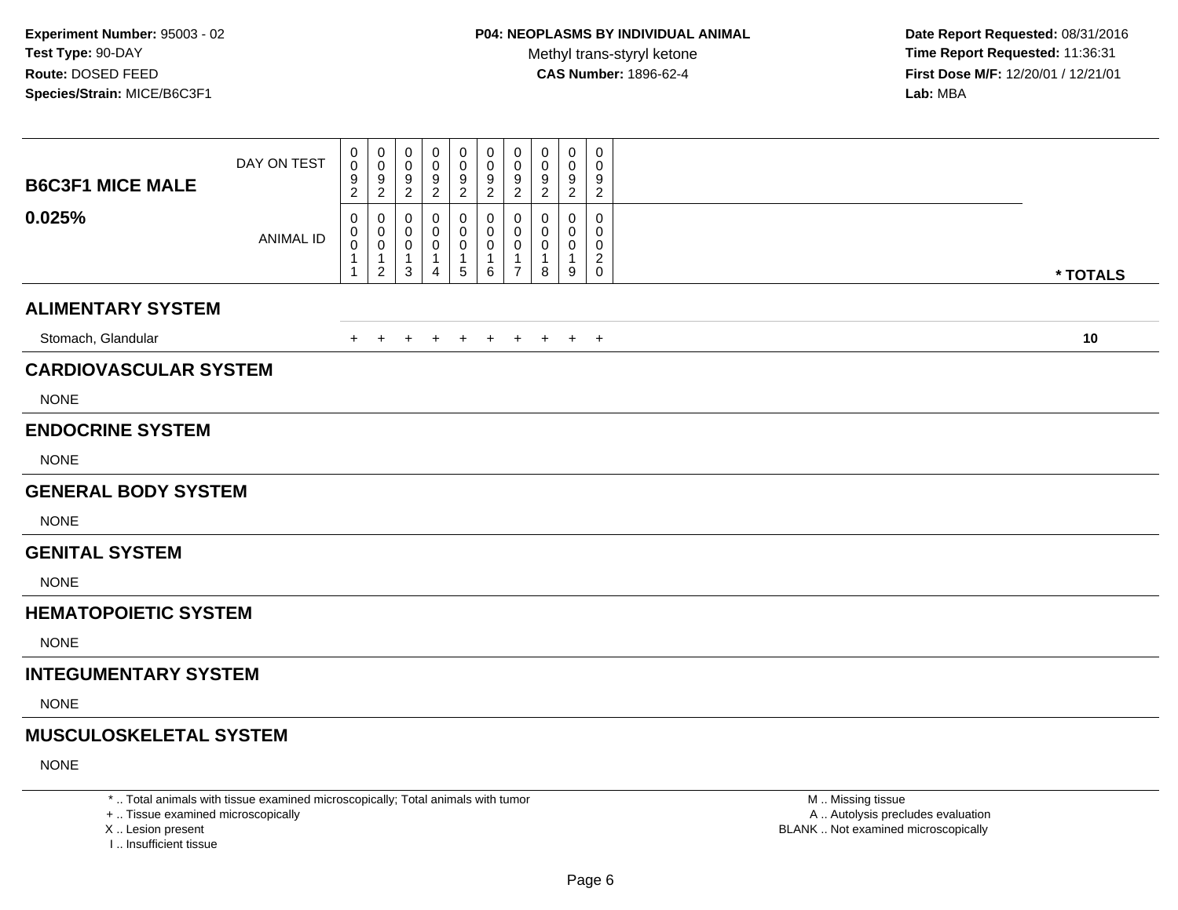**Experiment Number:** 95003 - 02
**Test Type:** 90-DAY
**Route:** DOSED FEED
**Species/Strain:** MICE/B6C3F1

**P04: NEOPLASMS BY INDIVIDUAL ANIMAL**
Methyl trans-styryl ketone
**CAS Number:** 1896-62-4

**Date Report Requested:** 08/31/2016
**Time Report Requested:** 11:36:31
**First Dose M/F:** 12/20/01 / 12/21/01
**Lab:** MBA

## B6C3F1 MICE MALE

## 0.025%

| DAY ON TEST | 0092 | 0092 | 0092 | 0092 | 0092 | 0092 | 0092 | 0092 | 0092 | 0092 | |
|---|---|---|---|---|---|---|---|---|---|---|---|
| ANIMAL ID | 00011 | 00012 | 00013 | 00014 | 00015 | 00016 | 00017 | 00018 | 00019 | 00020 | * TOTALS |
| **ALIMENTARY SYSTEM** | | | | | | | | | | | |
| Stomach, Glandular | + | + | + | + | + | + | + | + | + | + | **10** |
| **CARDIOVASCULAR SYSTEM** | | | | | | | | | | | |
| NONE | | | | | | | | | | | |
| **ENDOCRINE SYSTEM** | | | | | | | | | | | |
| NONE | | | | | | | | | | | |
| **GENERAL BODY SYSTEM** | | | | | | | | | | | |
| NONE | | | | | | | | | | | |
| **GENITAL SYSTEM** | | | | | | | | | | | |
| NONE | | | | | | | | | | | |
| **HEMATOPOIETIC SYSTEM** | | | | | | | | | | | |
| NONE | | | | | | | | | | | |
| **INTEGUMENTARY SYSTEM** | | | | | | | | | | | |
| NONE | | | | | | | | | | | |
| **MUSCULOSKELETAL SYSTEM** | | | | | | | | | | | |
| NONE | | | | | | | | | | | |

* .. Total animals with tissue examined microscopically; Total animals with tumor
+ .. Tissue examined microscopically
X .. Lesion present
I .. Insufficient tissue

M .. Missing tissue
A .. Autolysis precludes evaluation
BLANK .. Not examined microscopically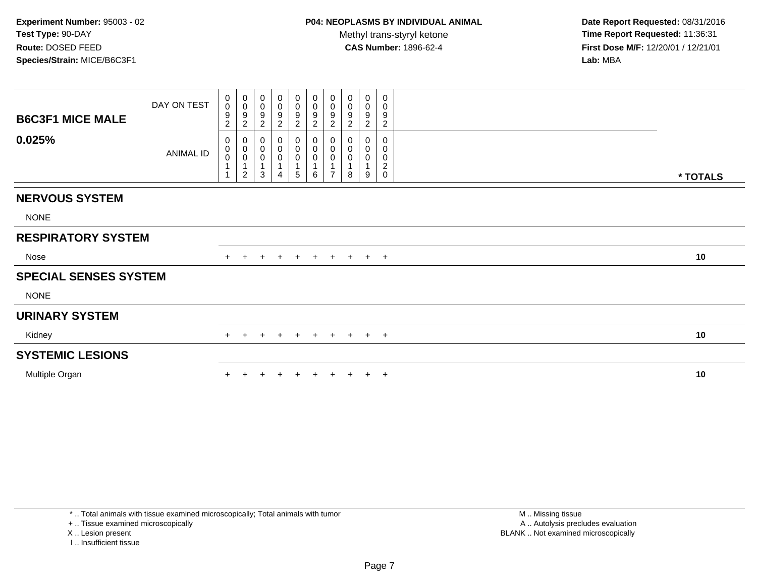**Experiment Number:** 95003 - 02
**Test Type:** 90-DAY
**Route:** DOSED FEED
**Species/Strain:** MICE/B6C3F1

**P04: NEOPLASMS BY INDIVIDUAL ANIMAL**
Methyl trans-styryl ketone
**CAS Number:** 1896-62-4

**Date Report Requested:** 08/31/2016
**Time Report Requested:** 11:36:31
**First Dose M/F:** 12/20/01 / 12/21/01
**Lab:** MBA

| **B6C3F1 MICE MALE** | | | | | | | | | | | |
|---|---|---|---|---|---|---|---|---|---|---|---|
| DAY ON TEST | 0092 | 0092 | 0092 | 0092 | 0092 | 0092 | 0092 | 0092 | 0092 | 0092 | |
| **0.025%** ANIMAL ID | 00011 | 00012 | 00013 | 00014 | 00015 | 00016 | 00017 | 00018 | 00019 | 00020 | *** TOTALS** |
| **NERVOUS SYSTEM** | | | | | | | | | | | |
| NONE | | | | | | | | | | | |
| **RESPIRATORY SYSTEM** | | | | | | | | | | | |
| Nose | + | + | + | + | + | + | + | + | + | + | **10** |
| **SPECIAL SENSES SYSTEM** | | | | | | | | | | | |
| NONE | | | | | | | | | | | |
| **URINARY SYSTEM** | | | | | | | | | | | |
| Kidney | + | + | + | + | + | + | + | + | + | + | **10** |
| **SYSTEMIC LESIONS** | | | | | | | | | | | |
| Multiple Organ | + | + | + | + | + | + | + | + | + | + | **10** |

* .. Total animals with tissue examined microscopically; Total animals with tumor
+ .. Tissue examined microscopically
X .. Lesion present
I .. Insufficient tissue

M .. Missing tissue
A .. Autolysis precludes evaluation
BLANK .. Not examined microscopically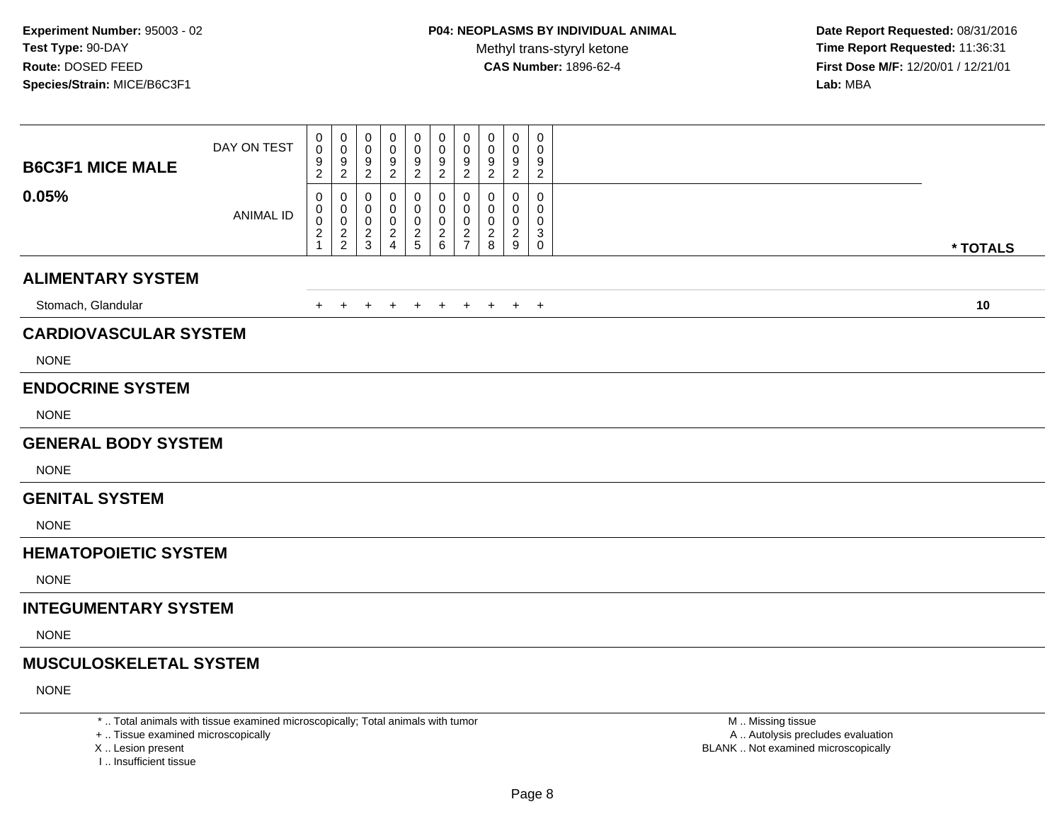**Experiment Number:** 95003 - 02
**Test Type:** 90-DAY
**Route:** DOSED FEED
**Species/Strain:** MICE/B6C3F1

**P04: NEOPLASMS BY INDIVIDUAL ANIMAL**
Methyl trans-styryl ketone
**CAS Number:** 1896-62-4

**Date Report Requested:** 08/31/2016
**Time Report Requested:** 11:36:31
**First Dose M/F:** 12/20/01 / 12/21/01
**Lab:** MBA

## B6C3F1 MICE MALE

## 0.05%

| | | | | | | | | | | | |
|---|---|---|---|---|---|---|---|---|---|---|---|
| DAY ON TEST | 0092 | 0092 | 0092 | 0092 | 0092 | 0092 | 0092 | 0092 | 0092 | 0092 | |
| ANIMAL ID | 00021 | 00022 | 00023 | 00024 | 00025 | 00026 | 00027 | 00028 | 00029 | 00030 | * TOTALS |
| **ALIMENTARY SYSTEM** | | | | | | | | | | | |
| Stomach, Glandular | + | + | + | + | + | + | + | + | + | + | **10** |
| **CARDIOVASCULAR SYSTEM** | | | | | | | | | | | |
| NONE | | | | | | | | | | | |
| **ENDOCRINE SYSTEM** | | | | | | | | | | | |
| NONE | | | | | | | | | | | |
| **GENERAL BODY SYSTEM** | | | | | | | | | | | |
| NONE | | | | | | | | | | | |
| **GENITAL SYSTEM** | | | | | | | | | | | |
| NONE | | | | | | | | | | | |
| **HEMATOPOIETIC SYSTEM** | | | | | | | | | | | |
| NONE | | | | | | | | | | | |
| **INTEGUMENTARY SYSTEM** | | | | | | | | | | | |
| NONE | | | | | | | | | | | |
| **MUSCULOSKELETAL SYSTEM** | | | | | | | | | | | |
| NONE | | | | | | | | | | | |

* .. Total animals with tissue examined microscopically; Total animals with tumor
+ .. Tissue examined microscopically
X .. Lesion present
I .. Insufficient tissue

M .. Missing tissue
A .. Autolysis precludes evaluation
BLANK .. Not examined microscopically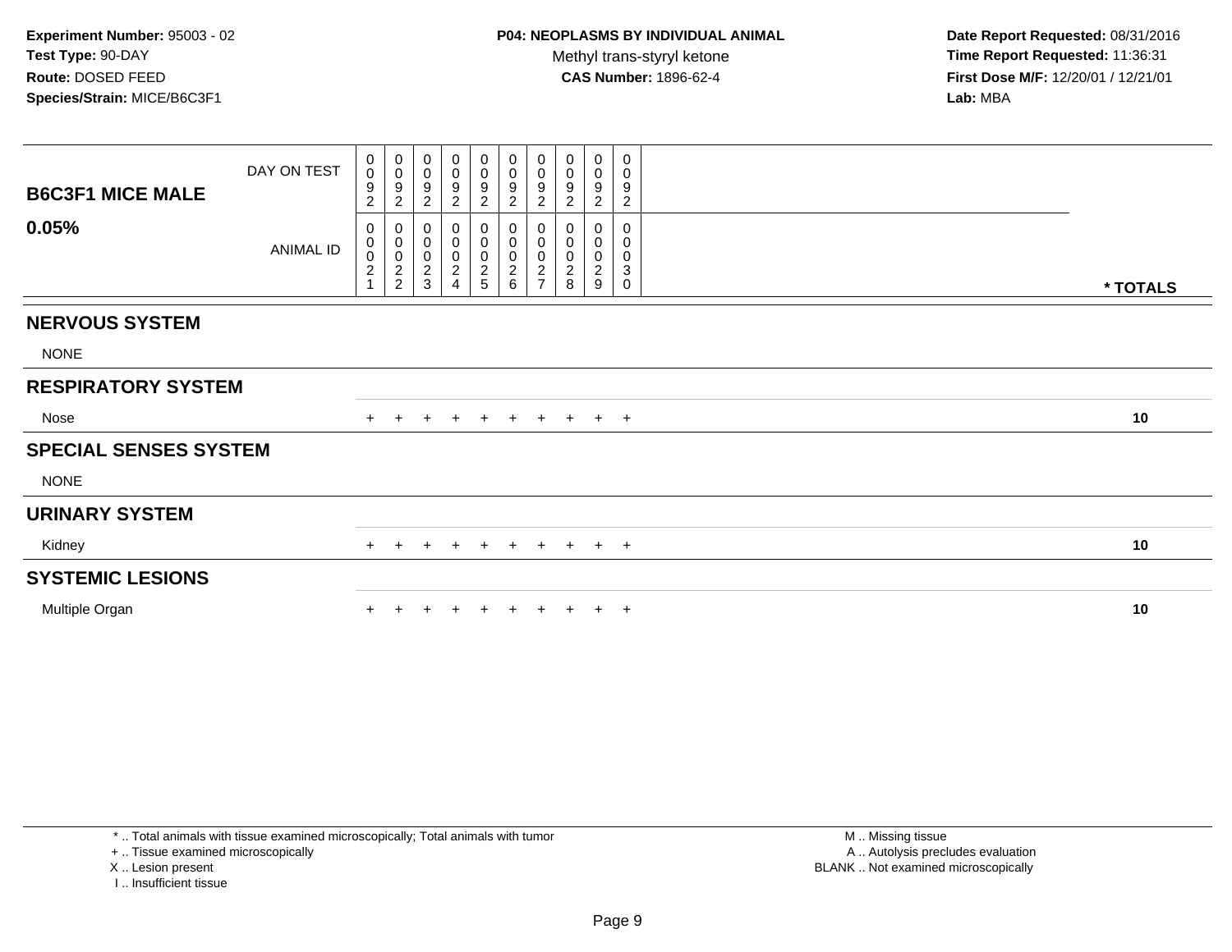**Experiment Number:** 95003 - 02
**Test Type:** 90-DAY
**Route:** DOSED FEED
**Species/Strain:** MICE/B6C3F1

**P04: NEOPLASMS BY INDIVIDUAL ANIMAL**
Methyl trans-styryl ketone
**CAS Number:** 1896-62-4

**Date Report Requested:** 08/31/2016
**Time Report Requested:** 11:36:31
**First Dose M/F:** 12/20/01 / 12/21/01
**Lab:** MBA

| B6C3F1 MICE MALE 0.05% | | | | | | | | | | | |
|---|---|---|---|---|---|---|---|---|---|---|---|
| DAY ON TEST | 0092 | 0092 | 0092 | 0092 | 0092 | 0092 | 0092 | 0092 | 0092 | 0092 | |
| ANIMAL ID | 00021 | 00022 | 00023 | 00024 | 00025 | 00026 | 00027 | 00028 | 00029 | 00030 | * TOTALS |
| **NERVOUS SYSTEM** | | | | | | | | | | | |
| NONE | | | | | | | | | | | |
| **RESPIRATORY SYSTEM** | | | | | | | | | | | |
| Nose | + | + | + | + | + | + | + | + | + | + | 10 |
| **SPECIAL SENSES SYSTEM** | | | | | | | | | | | |
| NONE | | | | | | | | | | | |
| **URINARY SYSTEM** | | | | | | | | | | | |
| Kidney | + | + | + | + | + | + | + | + | + | + | 10 |
| **SYSTEMIC LESIONS** | | | | | | | | | | | |
| Multiple Organ | + | + | + | + | + | + | + | + | + | + | 10 |

* .. Total animals with tissue examined microscopically; Total animals with tumor
+ .. Tissue examined microscopically
X .. Lesion present
I .. Insufficient tissue

M .. Missing tissue
A .. Autolysis precludes evaluation
BLANK .. Not examined microscopically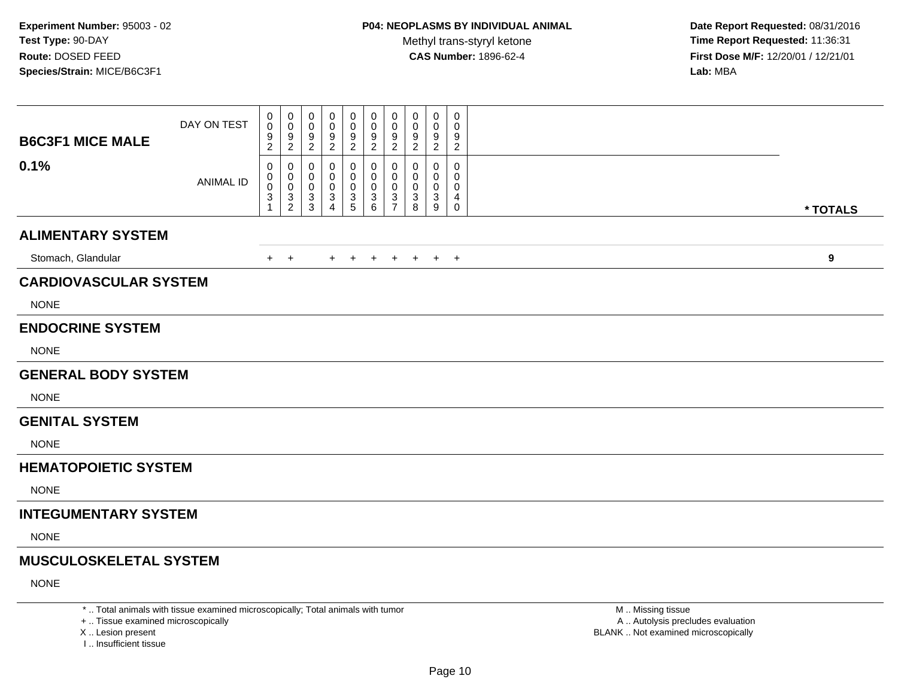**Experiment Number:** 95003 - 02
**Test Type:** 90-DAY
**Route:** DOSED FEED
**Species/Strain:** MICE/B6C3F1

**P04: NEOPLASMS BY INDIVIDUAL ANIMAL**
Methyl trans-styryl ketone
**CAS Number:** 1896-62-4

**Date Report Requested:** 08/31/2016
**Time Report Requested:** 11:36:31
**First Dose M/F:** 12/20/01 / 12/21/01
**Lab:** MBA

| B6C3F1 MICE MALE 0.1% | | | | | | | | | | | |
|---|---|---|---|---|---|---|---|---|---|---|---|
| DAY ON TEST | 0092 | 0092 | 0092 | 0092 | 0092 | 0092 | 0092 | 0092 | 0092 | 0092 | |
| ANIMAL ID | 00031 | 00032 | 00033 | 00034 | 00035 | 00036 | 00037 | 00038 | 00039 | 00040 | * TOTALS |
| **ALIMENTARY SYSTEM** | | | | | | | | | | | |
| Stomach, Glandular | + | + | | + | + | + | + | + | + | + | 9 |
| **CARDIOVASCULAR SYSTEM** | | | | | | | | | | | |
| NONE | | | | | | | | | | | |
| **ENDOCRINE SYSTEM** | | | | | | | | | | | |
| NONE | | | | | | | | | | | |
| **GENERAL BODY SYSTEM** | | | | | | | | | | | |
| NONE | | | | | | | | | | | |
| **GENITAL SYSTEM** | | | | | | | | | | | |
| NONE | | | | | | | | | | | |
| **HEMATOPOIETIC SYSTEM** | | | | | | | | | | | |
| NONE | | | | | | | | | | | |
| **INTEGUMENTARY SYSTEM** | | | | | | | | | | | |
| NONE | | | | | | | | | | | |
| **MUSCULOSKELETAL SYSTEM** | | | | | | | | | | | |
| NONE | | | | | | | | | | | |

* .. Total animals with tissue examined microscopically; Total animals with tumor
+ .. Tissue examined microscopically
X .. Lesion present
I .. Insufficient tissue

M .. Missing tissue
A .. Autolysis precludes evaluation
BLANK .. Not examined microscopically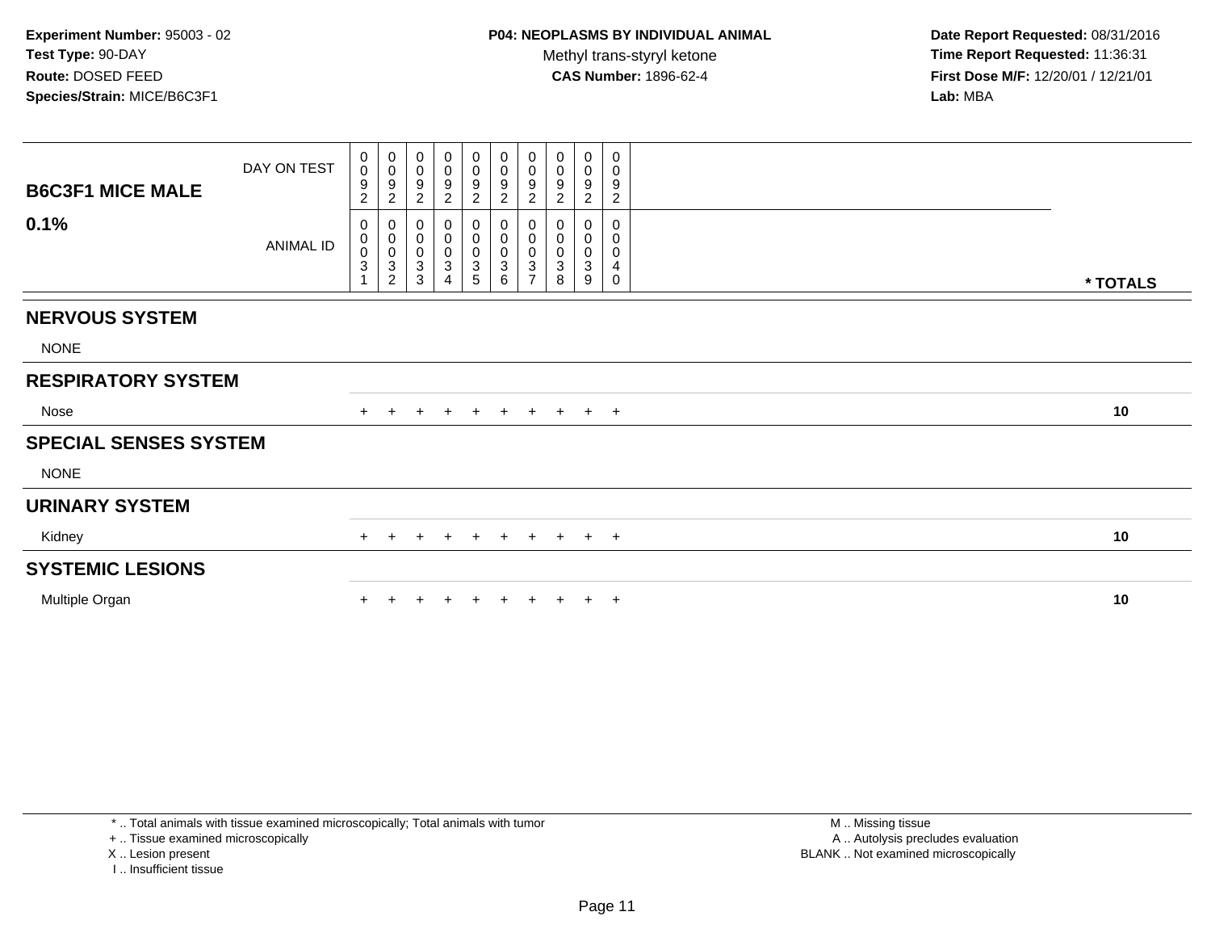**Experiment Number:** 95003 - 02
**Test Type:** 90-DAY
**Route:** DOSED FEED
**Species/Strain:** MICE/B6C3F1

**P04: NEOPLASMS BY INDIVIDUAL ANIMAL**
Methyl trans-styryl ketone
**CAS Number:** 1896-62-4

**Date Report Requested:** 08/31/2016
**Time Report Requested:** 11:36:31
**First Dose M/F:** 12/20/01 / 12/21/01
**Lab:** MBA

| B6C3F1 MICE MALE 0.1% | | | | | | | | | | | |
|---|---|---|---|---|---|---|---|---|---|---|---|
| DAY ON TEST | 0092 | 0092 | 0092 | 0092 | 0092 | 0092 | 0092 | 0092 | 0092 | 0092 | |
| ANIMAL ID | 00031 | 00032 | 00033 | 00034 | 00035 | 00036 | 00037 | 00038 | 00039 | 00040 | * TOTALS |
| **NERVOUS SYSTEM** | | | | | | | | | | | |
| NONE | | | | | | | | | | | |
| **RESPIRATORY SYSTEM** | | | | | | | | | | | |
| Nose | + | + | + | + | + | + | + | + | + | + | 10 |
| **SPECIAL SENSES SYSTEM** | | | | | | | | | | | |
| NONE | | | | | | | | | | | |
| **URINARY SYSTEM** | | | | | | | | | | | |
| Kidney | + | + | + | + | + | + | + | + | + | + | 10 |
| **SYSTEMIC LESIONS** | | | | | | | | | | | |
| Multiple Organ | + | + | + | + | + | + | + | + | + | + | 10 |

* .. Total animals with tissue examined microscopically; Total animals with tumor
+ .. Tissue examined microscopically
X .. Lesion present
I .. Insufficient tissue

M .. Missing tissue
A .. Autolysis precludes evaluation
BLANK .. Not examined microscopically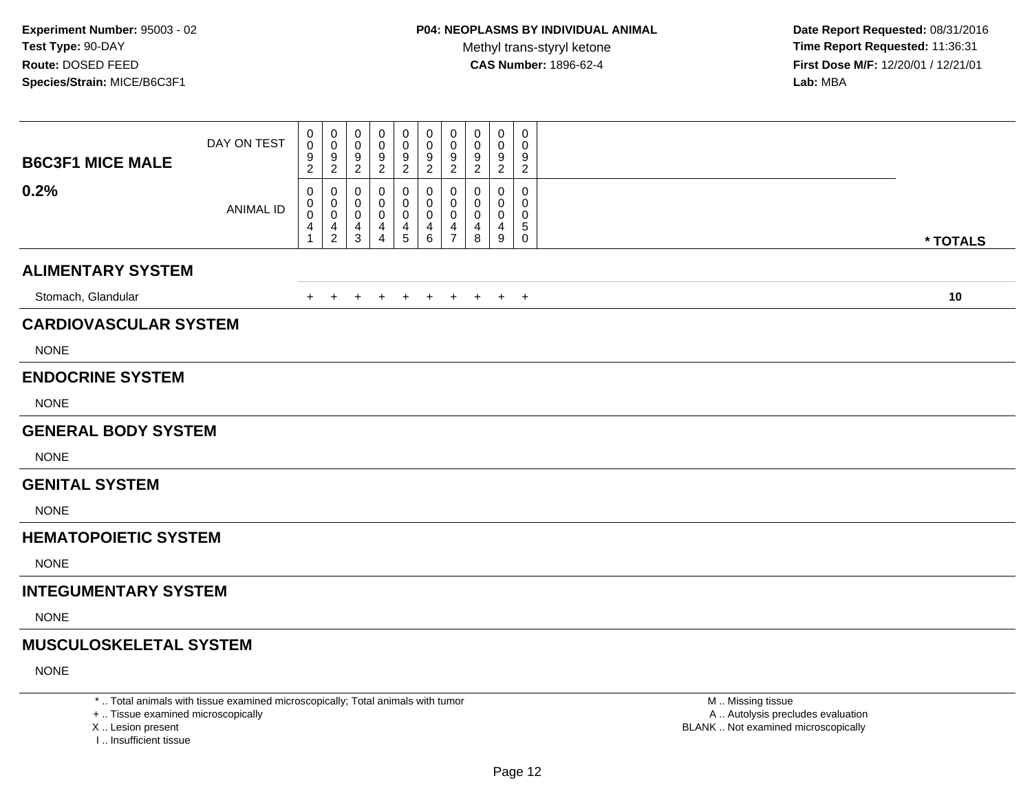**Experiment Number:** 95003 - 02
**Test Type:** 90-DAY
**Route:** DOSED FEED
**Species/Strain:** MICE/B6C3F1

**P04: NEOPLASMS BY INDIVIDUAL ANIMAL**
Methyl trans-styryl ketone
**CAS Number:** 1896-62-4

**Date Report Requested:** 08/31/2016
**Time Report Requested:** 11:36:31
**First Dose M/F:** 12/20/01 / 12/21/01
**Lab:** MBA

| **B6C3F1 MICE MALE** | | | | | | | | | | | |
|---|---|---|---|---|---|---|---|---|---|---|---|
| DAY ON TEST | 0092 | 0092 | 0092 | 0092 | 0092 | 0092 | 0092 | 0092 | 0092 | 0092 | |
| **0.2%** ANIMAL ID | 00041 | 00042 | 00043 | 00044 | 00045 | 00046 | 00047 | 00048 | 00049 | 00050 | *** TOTALS** |
| **ALIMENTARY SYSTEM** | | | | | | | | | | | |
| Stomach, Glandular | + | + | + | + | + | + | + | + | + | + | **10** |
| **CARDIOVASCULAR SYSTEM** | | | | | | | | | | | |
| NONE | | | | | | | | | | | |
| **ENDOCRINE SYSTEM** | | | | | | | | | | | |
| NONE | | | | | | | | | | | |
| **GENERAL BODY SYSTEM** | | | | | | | | | | | |
| NONE | | | | | | | | | | | |
| **GENITAL SYSTEM** | | | | | | | | | | | |
| NONE | | | | | | | | | | | |
| **HEMATOPOIETIC SYSTEM** | | | | | | | | | | | |
| NONE | | | | | | | | | | | |
| **INTEGUMENTARY SYSTEM** | | | | | | | | | | | |
| NONE | | | | | | | | | | | |
| **MUSCULOSKELETAL SYSTEM** | | | | | | | | | | | |
| NONE | | | | | | | | | | | |

* .. Total animals with tissue examined microscopically; Total animals with tumor
+ .. Tissue examined microscopically
X .. Lesion present
I .. Insufficient tissue

M .. Missing tissue
A .. Autolysis precludes evaluation
BLANK .. Not examined microscopically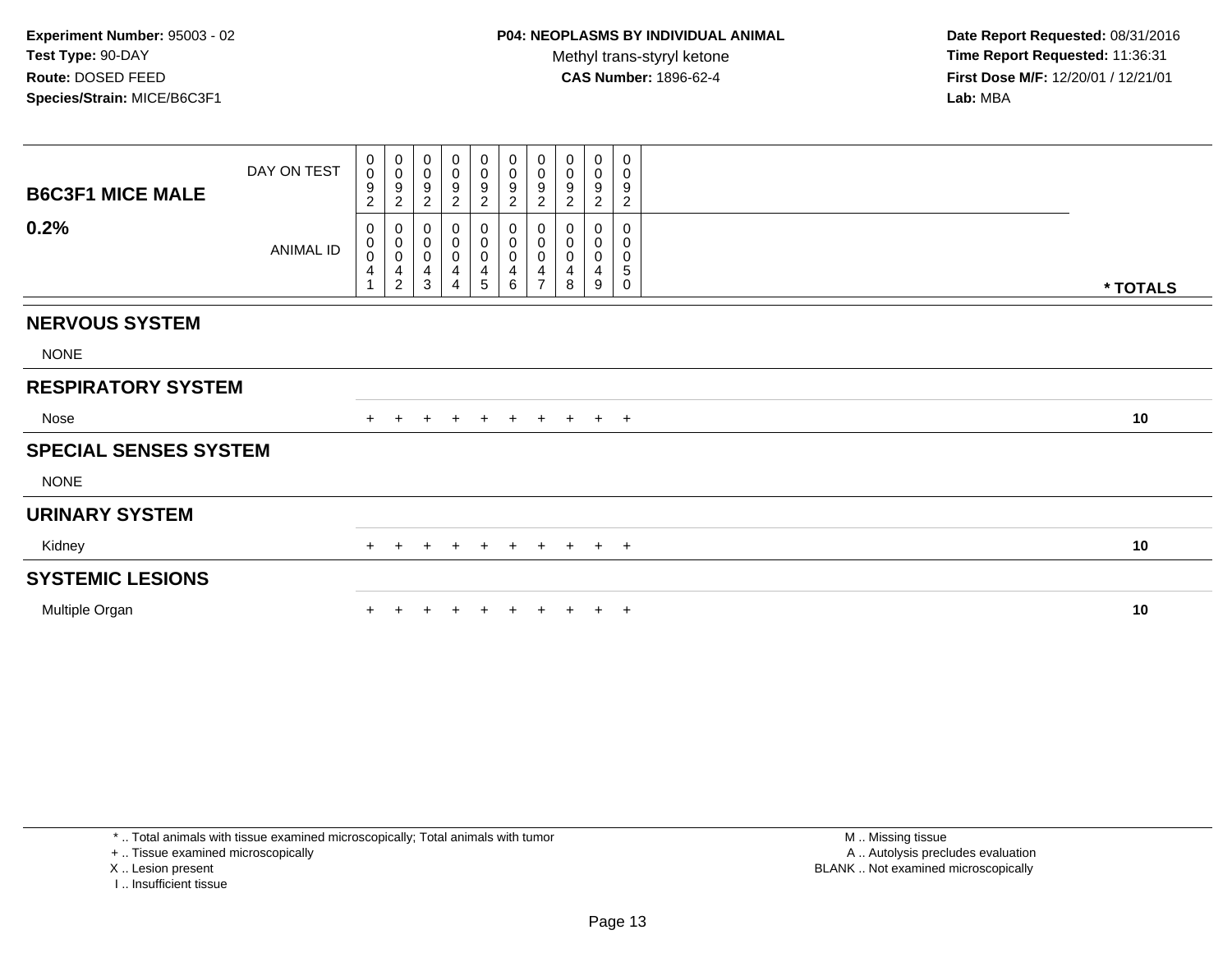**Experiment Number:** 95003 - 02
**Test Type:** 90-DAY
**Route:** DOSED FEED
**Species/Strain:** MICE/B6C3F1

**P04: NEOPLASMS BY INDIVIDUAL ANIMAL**
Methyl trans-styryl ketone
**CAS Number:** 1896-62-4

**Date Report Requested:** 08/31/2016
**Time Report Requested:** 11:36:31
**First Dose M/F:** 12/20/01 / 12/21/01
**Lab:** MBA

| **B6C3F1 MICE MALE** DAY ON TEST | 0092 | 0092 | 0092 | 0092 | 0092 | 0092 | 0092 | 0092 | 0092 | 0092 | |
|---|---|---|---|---|---|---|---|---|---|---|---|
| **0.2%** ANIMAL ID | 00041 | 00042 | 00043 | 00044 | 00045 | 00046 | 00047 | 00048 | 00049 | 00050 | *** TOTALS** |
| **NERVOUS SYSTEM** | | | | | | | | | | | |
| NONE | | | | | | | | | | | |
| **RESPIRATORY SYSTEM** | | | | | | | | | | | |
| Nose | + | + | + | + | + | + | + | + | + | + | 10 |
| **SPECIAL SENSES SYSTEM** | | | | | | | | | | | |
| NONE | | | | | | | | | | | |
| **URINARY SYSTEM** | | | | | | | | | | | |
| Kidney | + | + | + | + | + | + | + | + | + | + | 10 |
| **SYSTEMIC LESIONS** | | | | | | | | | | | |
| Multiple Organ | + | + | + | + | + | + | + | + | + | + | 10 |

* .. Total animals with tissue examined microscopically; Total animals with tumor
+ .. Tissue examined microscopically
X .. Lesion present
I .. Insufficient tissue

M .. Missing tissue
A .. Autolysis precludes evaluation
BLANK .. Not examined microscopically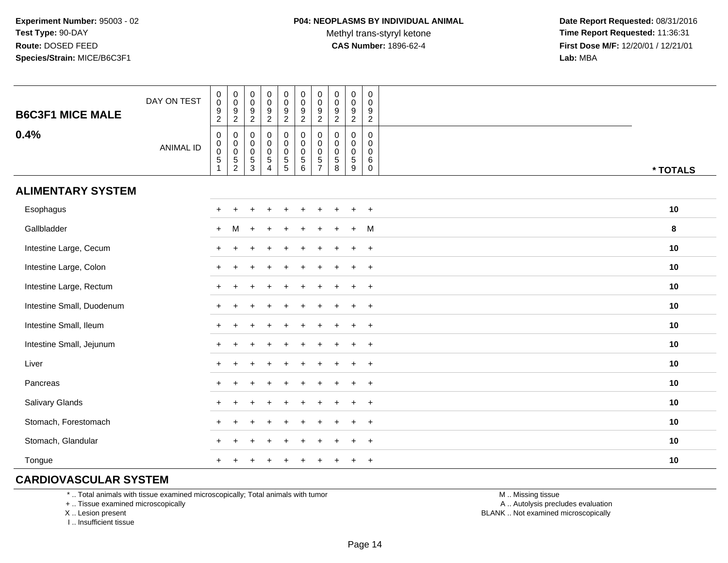**Experiment Number:** 95003 - 02
**Test Type:** 90-DAY
**Route:** DOSED FEED
**Species/Strain:** MICE/B6C3F1

**P04: NEOPLASMS BY INDIVIDUAL ANIMAL**
Methyl trans-styryl ketone
**CAS Number:** 1896-62-4

**Date Report Requested:** 08/31/2016
**Time Report Requested:** 11:36:31
**First Dose M/F:** 12/20/01 / 12/21/01
**Lab:** MBA

| **B6C3F1 MICE MALE** DAY ON TEST | 0092 | 0092 | 0092 | 0092 | 0092 | 0092 | 0092 | 0092 | 0092 | 0092 | |
|---|---|---|---|---|---|---|---|---|---|---|---|
| **0.4%** ANIMAL ID | 00051 | 00052 | 00053 | 00054 | 00055 | 00056 | 00057 | 00058 | 00059 | 00060 | *** TOTALS** |
| **ALIMENTARY SYSTEM** | | | | | | | | | | | |
| Esophagus | + | + | + | + | + | + | + | + | + | + | **10** |
| Gallbladder | + | M | + | + | + | + | + | + | + | M | **8** |
| Intestine Large, Cecum | + | + | + | + | + | + | + | + | + | + | **10** |
| Intestine Large, Colon | + | + | + | + | + | + | + | + | + | + | **10** |
| Intestine Large, Rectum | + | + | + | + | + | + | + | + | + | + | **10** |
| Intestine Small, Duodenum | + | + | + | + | + | + | + | + | + | + | **10** |
| Intestine Small, Ileum | + | + | + | + | + | + | + | + | + | + | **10** |
| Intestine Small, Jejunum | + | + | + | + | + | + | + | + | + | + | **10** |
| Liver | + | + | + | + | + | + | + | + | + | + | **10** |
| Pancreas | + | + | + | + | + | + | + | + | + | + | **10** |
| Salivary Glands | + | + | + | + | + | + | + | + | + | + | **10** |
| Stomach, Forestomach | + | + | + | + | + | + | + | + | + | + | **10** |
| Stomach, Glandular | + | + | + | + | + | + | + | + | + | + | **10** |
| Tongue | + | + | + | + | + | + | + | + | + | + | **10** |
| **CARDIOVASCULAR SYSTEM** | | | | | | | | | | | |

\* .. Total animals with tissue examined microscopically; Total animals with tumor
\+ .. Tissue examined microscopically
X .. Lesion present
I .. Insufficient tissue

M .. Missing tissue
A .. Autolysis precludes evaluation
BLANK .. Not examined microscopically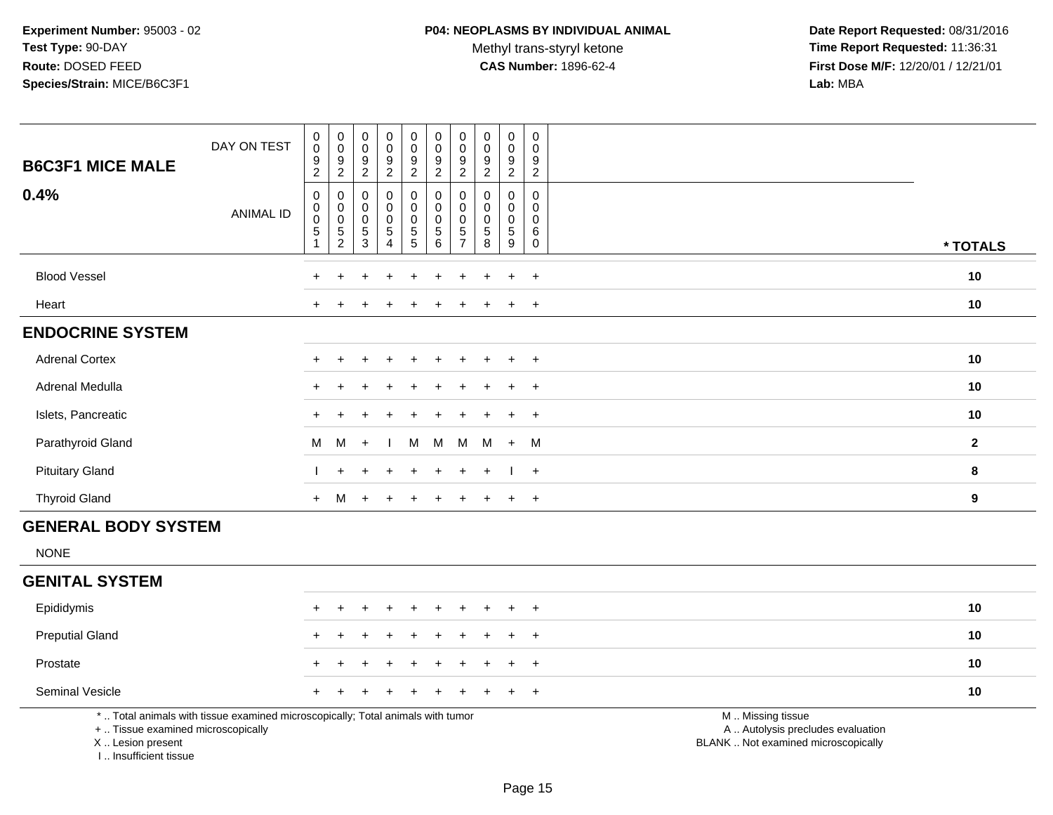**Experiment Number:** 95003 - 02
**Test Type:** 90-DAY
**Route:** DOSED FEED
**Species/Strain:** MICE/B6C3F1

**P04: NEOPLASMS BY INDIVIDUAL ANIMAL**
Methyl trans-styryl ketone
**CAS Number:** 1896-62-4

**Date Report Requested:** 08/31/2016
**Time Report Requested:** 11:36:31
**First Dose M/F:** 12/20/01 / 12/21/01
**Lab:** MBA

| B6C3F1 MICE MALE 0.4% | | | | | | | | | | | |
|---|---|---|---|---|---|---|---|---|---|---|---|
| DAY ON TEST | 0092 | 0092 | 0092 | 0092 | 0092 | 0092 | 0092 | 0092 | 0092 | 0092 | |
| ANIMAL ID | 00051 | 00052 | 00053 | 00054 | 00055 | 00056 | 00057 | 00058 | 00059 | 00060 | * TOTALS |
| Blood Vessel | + | + | + | + | + | + | + | + | + | + | 10 |
| Heart | + | + | + | + | + | + | + | + | + | + | 10 |
| **ENDOCRINE SYSTEM** | | | | | | | | | | | |
| Adrenal Cortex | + | + | + | + | + | + | + | + | + | + | 10 |
| Adrenal Medulla | + | + | + | + | + | + | + | + | + | + | 10 |
| Islets, Pancreatic | + | + | + | + | + | + | + | + | + | + | 10 |
| Parathyroid Gland | M | M | + | I | M | M | M | M | + | M | 2 |
| Pituitary Gland | I | + | + | + | + | + | + | + | I | + | 8 |
| Thyroid Gland | + | M | + | + | + | + | + | + | + | + | 9 |
| **GENERAL BODY SYSTEM** | | | | | | | | | | | |
| NONE | | | | | | | | | | | |
| **GENITAL SYSTEM** | | | | | | | | | | | |
| Epididymis | + | + | + | + | + | + | + | + | + | + | 10 |
| Preputial Gland | + | + | + | + | + | + | + | + | + | + | 10 |
| Prostate | + | + | + | + | + | + | + | + | + | + | 10 |
| Seminal Vesicle | + | + | + | + | + | + | + | + | + | + | 10 |

\* .. Total animals with tissue examined microscopically; Total animals with tumor
\+ .. Tissue examined microscopically
X .. Lesion present
I .. Insufficient tissue

M .. Missing tissue
A .. Autolysis precludes evaluation
BLANK .. Not examined microscopically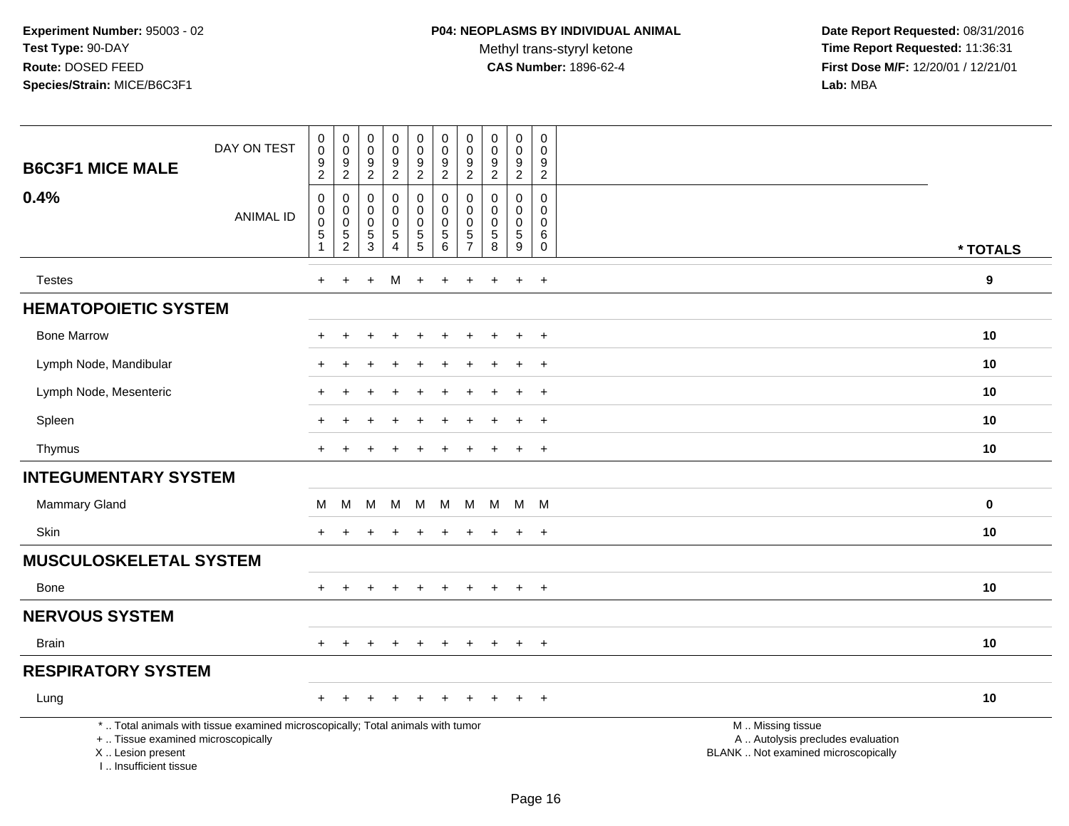Experiment Number: 95003 - 02
Test Type: 90-DAY
Route: DOSED FEED
Species/Strain: MICE/B6C3F1

**P04: NEOPLASMS BY INDIVIDUAL ANIMAL**
Methyl trans-styryl ketone
**CAS Number:** 1896-62-4

Date Report Requested: 08/31/2016
Time Report Requested: 11:36:31
First Dose M/F: 12/20/01 / 12/21/01
Lab: MBA

## B6C3F1 MICE MALE
## 0.4%

| DAY ON TEST | 0092 | 0092 | 0092 | 0092 | 0092 | 0092 | 0092 | 0092 | 0092 | 0092 | |
|---|---|---|---|---|---|---|---|---|---|---|---|
| ANIMAL ID | 00051 | 00052 | 00053 | 00054 | 00055 | 00056 | 00057 | 00058 | 00059 | 00060 | * TOTALS |
| Testes | + | + | + | M | + | + | + | + | + | + | 9 |
| **HEMATOPOIETIC SYSTEM** | | | | | | | | | | | |
| Bone Marrow | + | + | + | + | + | + | + | + | + | + | 10 |
| Lymph Node, Mandibular | + | + | + | + | + | + | + | + | + | + | 10 |
| Lymph Node, Mesenteric | + | + | + | + | + | + | + | + | + | + | 10 |
| Spleen | + | + | + | + | + | + | + | + | + | + | 10 |
| Thymus | + | + | + | + | + | + | + | + | + | + | 10 |
| **INTEGUMENTARY SYSTEM** | | | | | | | | | | | |
| Mammary Gland | M | M | M | M | M | M | M | M | M | M | 0 |
| Skin | + | + | + | + | + | + | + | + | + | + | 10 |
| **MUSCULOSKELETAL SYSTEM** | | | | | | | | | | | |
| Bone | + | + | + | + | + | + | + | + | + | + | 10 |
| **NERVOUS SYSTEM** | | | | | | | | | | | |
| Brain | + | + | + | + | + | + | + | + | + | + | 10 |
| **RESPIRATORY SYSTEM** | | | | | | | | | | | |
| Lung | + | + | + | + | + | + | + | + | + | + | 10 |

* .. Total animals with tissue examined microscopically; Total animals with tumor
+ .. Tissue examined microscopically
X .. Lesion present
I .. Insufficient tissue

M .. Missing tissue
A .. Autolysis precludes evaluation
BLANK .. Not examined microscopically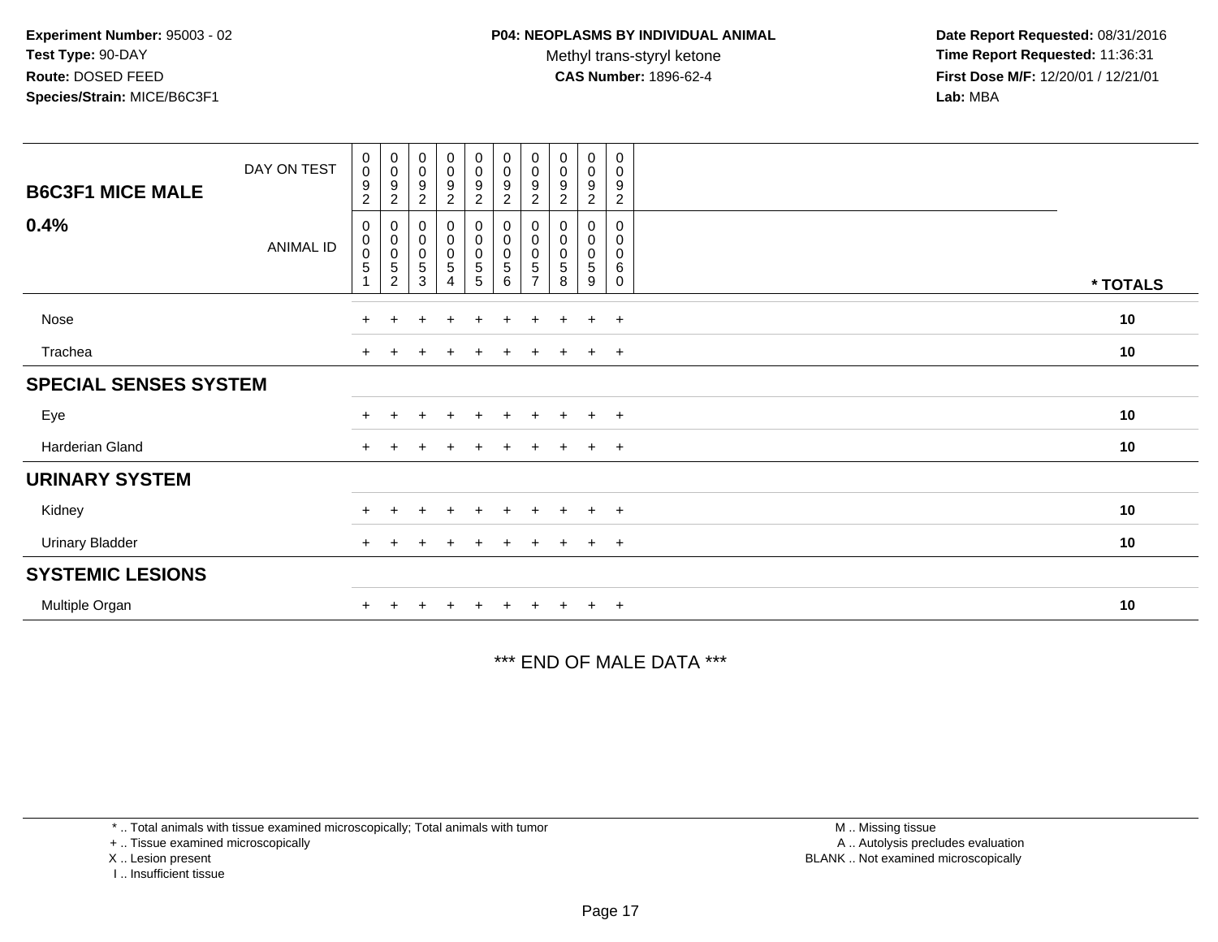**Experiment Number:** 95003 - 02
**Test Type:** 90-DAY
**Route:** DOSED FEED
**Species/Strain:** MICE/B6C3F1

**P04: NEOPLASMS BY INDIVIDUAL ANIMAL**
Methyl trans-styryl ketone
**CAS Number:** 1896-62-4

**Date Report Requested:** 08/31/2016
**Time Report Requested:** 11:36:31
**First Dose M/F:** 12/20/01 / 12/21/01
**Lab:** MBA

| B6C3F1 MICE MALE 0.4% | | | | | | | | | | | |
|---|---|---|---|---|---|---|---|---|---|---|---|
| DAY ON TEST | 0092 | 0092 | 0092 | 0092 | 0092 | 0092 | 0092 | 0092 | 0092 | 0092 | |
| ANIMAL ID | 00051 | 00052 | 00053 | 00054 | 00055 | 00056 | 00057 | 00058 | 00059 | 00060 | * TOTALS |
| Nose | + | + | + | + | + | + | + | + | + | + | 10 |
| Trachea | + | + | + | + | + | + | + | + | + | + | 10 |
| **SPECIAL SENSES SYSTEM** | | | | | | | | | | | |
| Eye | + | + | + | + | + | + | + | + | + | + | 10 |
| Harderian Gland | + | + | + | + | + | + | + | + | + | + | 10 |
| **URINARY SYSTEM** | | | | | | | | | | | |
| Kidney | + | + | + | + | + | + | + | + | + | + | 10 |
| Urinary Bladder | + | + | + | + | + | + | + | + | + | + | 10 |
| **SYSTEMIC LESIONS** | | | | | | | | | | | |
| Multiple Organ | + | + | + | + | + | + | + | + | + | + | 10 |

*** END OF MALE DATA ***

* .. Total animals with tissue examined microscopically; Total animals with tumor
+ .. Tissue examined microscopically
X .. Lesion present
I .. Insufficient tissue

M .. Missing tissue
A .. Autolysis precludes evaluation
BLANK .. Not examined microscopically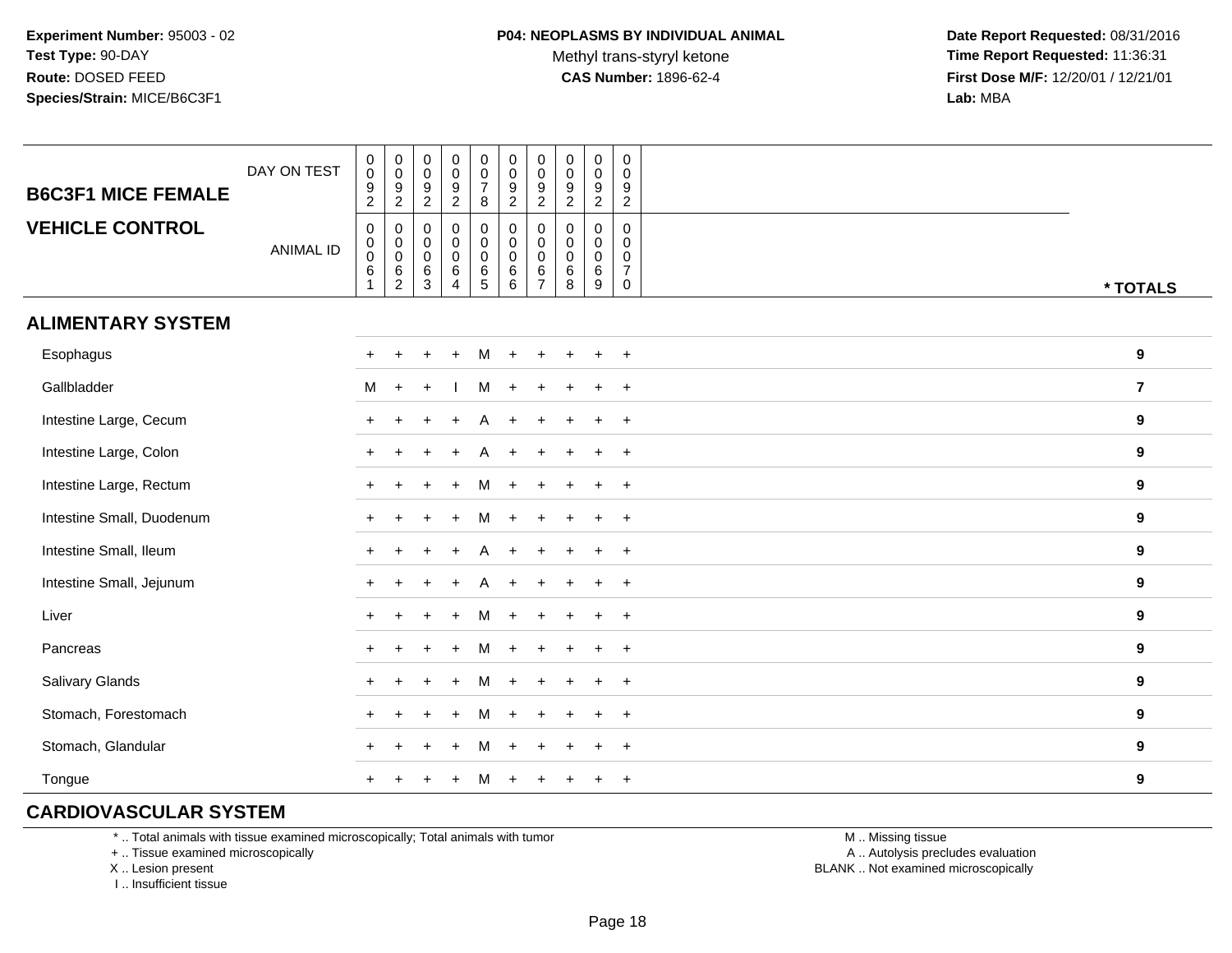Experiment Number: 95003 - 02
Test Type: 90-DAY
Route: DOSED FEED
Species/Strain: MICE/B6C3F1

**P04: NEOPLASMS BY INDIVIDUAL ANIMAL**
Methyl trans-styryl ketone
**CAS Number:** 1896-62-4

Date Report Requested: 08/31/2016
Time Report Requested: 11:36:31
First Dose M/F: 12/20/01 / 12/21/01
Lab: MBA

| B6C3F1 MICE FEMALE / VEHICLE CONTROL | | | | | | | | | | | |
|---|---|---|---|---|---|---|---|---|---|---|---|
| DAY ON TEST | 0092 | 0092 | 0092 | 0092 | 0078 | 0092 | 0092 | 0092 | 0092 | 0092 | |
| ANIMAL ID | 00061 | 00062 | 00063 | 00064 | 00065 | 00066 | 00067 | 00068 | 00069 | 00070 | * TOTALS |
| **ALIMENTARY SYSTEM** | | | | | | | | | | | |
| Esophagus | + | + | + | + | M | + | + | + | + | + | 9 |
| Gallbladder | M | + | + | I | M | + | + | + | + | + | 7 |
| Intestine Large, Cecum | + | + | + | + | A | + | + | + | + | + | 9 |
| Intestine Large, Colon | + | + | + | + | A | + | + | + | + | + | 9 |
| Intestine Large, Rectum | + | + | + | + | M | + | + | + | + | + | 9 |
| Intestine Small, Duodenum | + | + | + | + | M | + | + | + | + | + | 9 |
| Intestine Small, Ileum | + | + | + | + | A | + | + | + | + | + | 9 |
| Intestine Small, Jejunum | + | + | + | + | A | + | + | + | + | + | 9 |
| Liver | + | + | + | + | M | + | + | + | + | + | 9 |
| Pancreas | + | + | + | + | M | + | + | + | + | + | 9 |
| Salivary Glands | + | + | + | + | M | + | + | + | + | + | 9 |
| Stomach, Forestomach | + | + | + | + | M | + | + | + | + | + | 9 |
| Stomach, Glandular | + | + | + | + | M | + | + | + | + | + | 9 |
| Tongue | + | + | + | + | M | + | + | + | + | + | 9 |
| **CARDIOVASCULAR SYSTEM** | | | | | | | | | | | |

\* .. Total animals with tissue examined microscopically; Total animals with tumor
\+ .. Tissue examined microscopically
X .. Lesion present
I .. Insufficient tissue

M .. Missing tissue
A .. Autolysis precludes evaluation
BLANK .. Not examined microscopically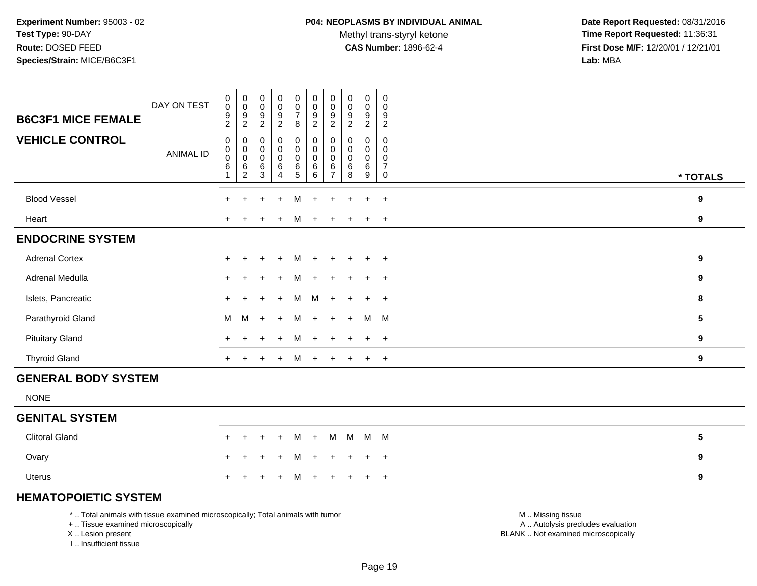**Experiment Number:** 95003 - 02
**Test Type:** 90-DAY
**Route:** DOSED FEED
**Species/Strain:** MICE/B6C3F1

**P04: NEOPLASMS BY INDIVIDUAL ANIMAL**
Methyl trans-styryl ketone
**CAS Number:** 1896-62-4

**Date Report Requested:** 08/31/2016
**Time Report Requested:** 11:36:31
**First Dose M/F:** 12/20/01 / 12/21/01
**Lab:** MBA

| B6C3F1 MICE FEMALE / VEHICLE CONTROL | | | | | | | | | | | |
|---|---|---|---|---|---|---|---|---|---|---|---|
| DAY ON TEST | 0092 | 0092 | 0092 | 0092 | 0078 | 0092 | 0092 | 0092 | 0092 | 0092 | |
| ANIMAL ID | 00061 | 00062 | 00063 | 00064 | 00065 | 00066 | 00067 | 00068 | 00069 | 00070 | * TOTALS |
| Blood Vessel | + | + | + | + | M | + | + | + | + | + | 9 |
| Heart | + | + | + | + | M | + | + | + | + | + | 9 |
| **ENDOCRINE SYSTEM** | | | | | | | | | | | |
| Adrenal Cortex | + | + | + | + | M | + | + | + | + | + | 9 |
| Adrenal Medulla | + | + | + | + | M | + | + | + | + | + | 9 |
| Islets, Pancreatic | + | + | + | + | M | M | + | + | + | + | 8 |
| Parathyroid Gland | M | M | + | + | M | + | + | + | M | M | 5 |
| Pituitary Gland | + | + | + | + | M | + | + | + | + | + | 9 |
| Thyroid Gland | + | + | + | + | M | + | + | + | + | + | 9 |
| **GENERAL BODY SYSTEM** | | | | | | | | | | | |
| NONE | | | | | | | | | | | |
| **GENITAL SYSTEM** | | | | | | | | | | | |
| Clitoral Gland | + | + | + | + | M | + | M | M | M | M | 5 |
| Ovary | + | + | + | + | M | + | + | + | + | + | 9 |
| Uterus | + | + | + | + | M | + | + | + | + | + | 9 |
| **HEMATOPOIETIC SYSTEM** | | | | | | | | | | | |

\* .. Total animals with tissue examined microscopically; Total animals with tumor
\+ .. Tissue examined microscopically
X .. Lesion present
I .. Insufficient tissue

M .. Missing tissue
A .. Autolysis precludes evaluation
BLANK .. Not examined microscopically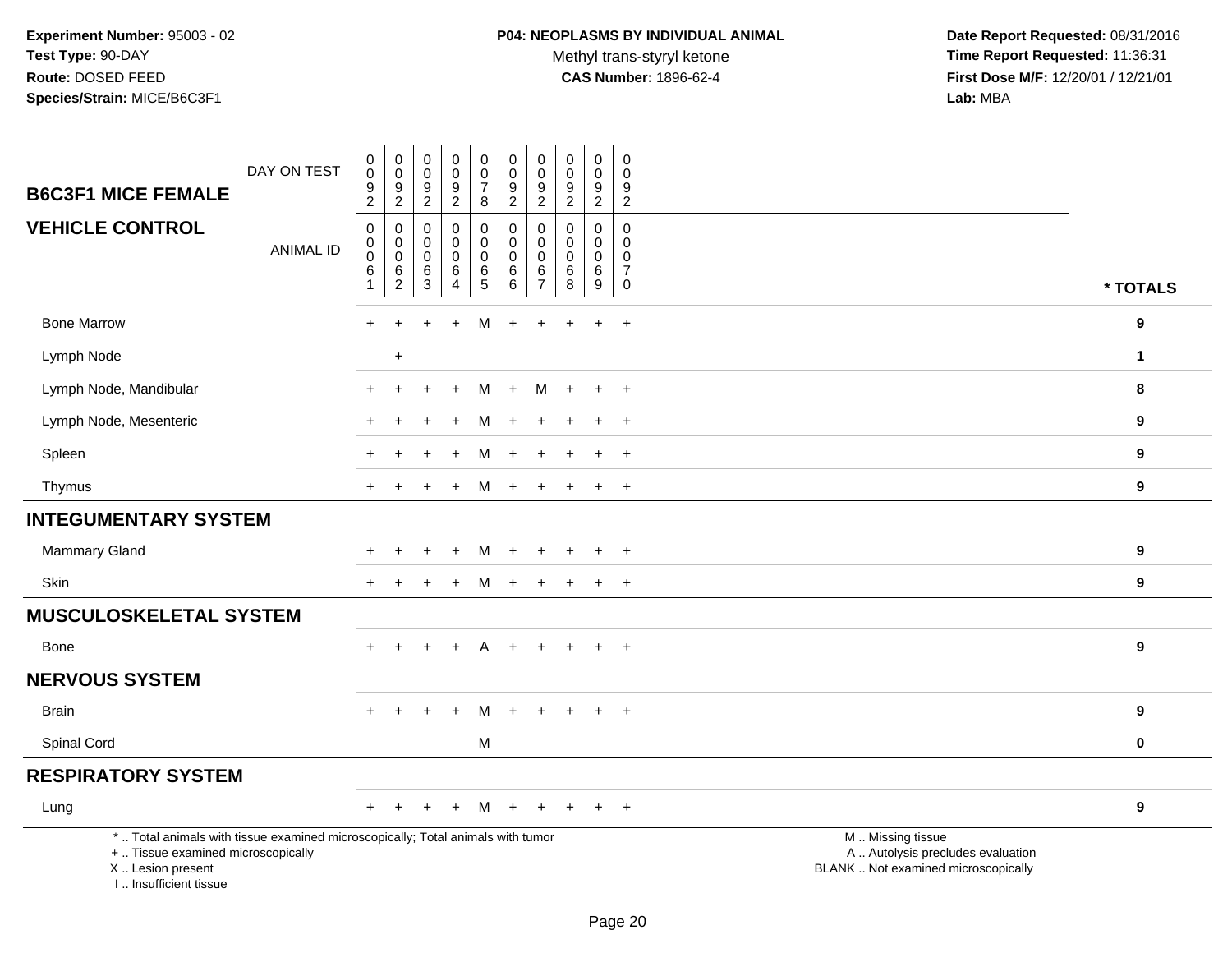Experiment Number: 95003 - 02
Test Type: 90-DAY
Route: DOSED FEED
Species/Strain: MICE/B6C3F1

**P04: NEOPLASMS BY INDIVIDUAL ANIMAL**
Methyl trans-styryl ketone
**CAS Number:** 1896-62-4

Date Report Requested: 08/31/2016
Time Report Requested: 11:36:31
First Dose M/F: 12/20/01 / 12/21/01
Lab: MBA

| B6C3F1 MICE FEMALE — DAY ON TEST | 0092 | 0092 | 0092 | 0092 | 0078 | 0092 | 0092 | 0092 | 0092 | 0092 | |
|---|---|---|---|---|---|---|---|---|---|---|---|
| **VEHICLE CONTROL** — ANIMAL ID | 00061 | 00062 | 00063 | 00064 | 00065 | 00066 | 00067 | 00068 | 00069 | 00070 | * TOTALS |
| Bone Marrow | + | + | + | + | M | + | + | + | + | + | 9 |
| Lymph Node | | + | | | | | | | | | 1 |
| Lymph Node, Mandibular | + | + | + | + | M | + | M | + | + | + | 8 |
| Lymph Node, Mesenteric | + | + | + | + | M | + | + | + | + | + | 9 |
| Spleen | + | + | + | + | M | + | + | + | + | + | 9 |
| Thymus | + | + | + | + | M | + | + | + | + | + | 9 |
| **INTEGUMENTARY SYSTEM** | | | | | | | | | | | |
| Mammary Gland | + | + | + | + | M | + | + | + | + | + | 9 |
| Skin | + | + | + | + | M | + | + | + | + | + | 9 |
| **MUSCULOSKELETAL SYSTEM** | | | | | | | | | | | |
| Bone | + | + | + | + | A | + | + | + | + | + | 9 |
| **NERVOUS SYSTEM** | | | | | | | | | | | |
| Brain | + | + | + | + | M | + | + | + | + | + | 9 |
| Spinal Cord | | | | | M | | | | | | 0 |
| **RESPIRATORY SYSTEM** | | | | | | | | | | | |
| Lung | + | + | + | + | M | + | + | + | + | + | 9 |

* .. Total animals with tissue examined microscopically; Total animals with tumor
+ .. Tissue examined microscopically
X .. Lesion present
I .. Insufficient tissue

M .. Missing tissue
A .. Autolysis precludes evaluation
BLANK .. Not examined microscopically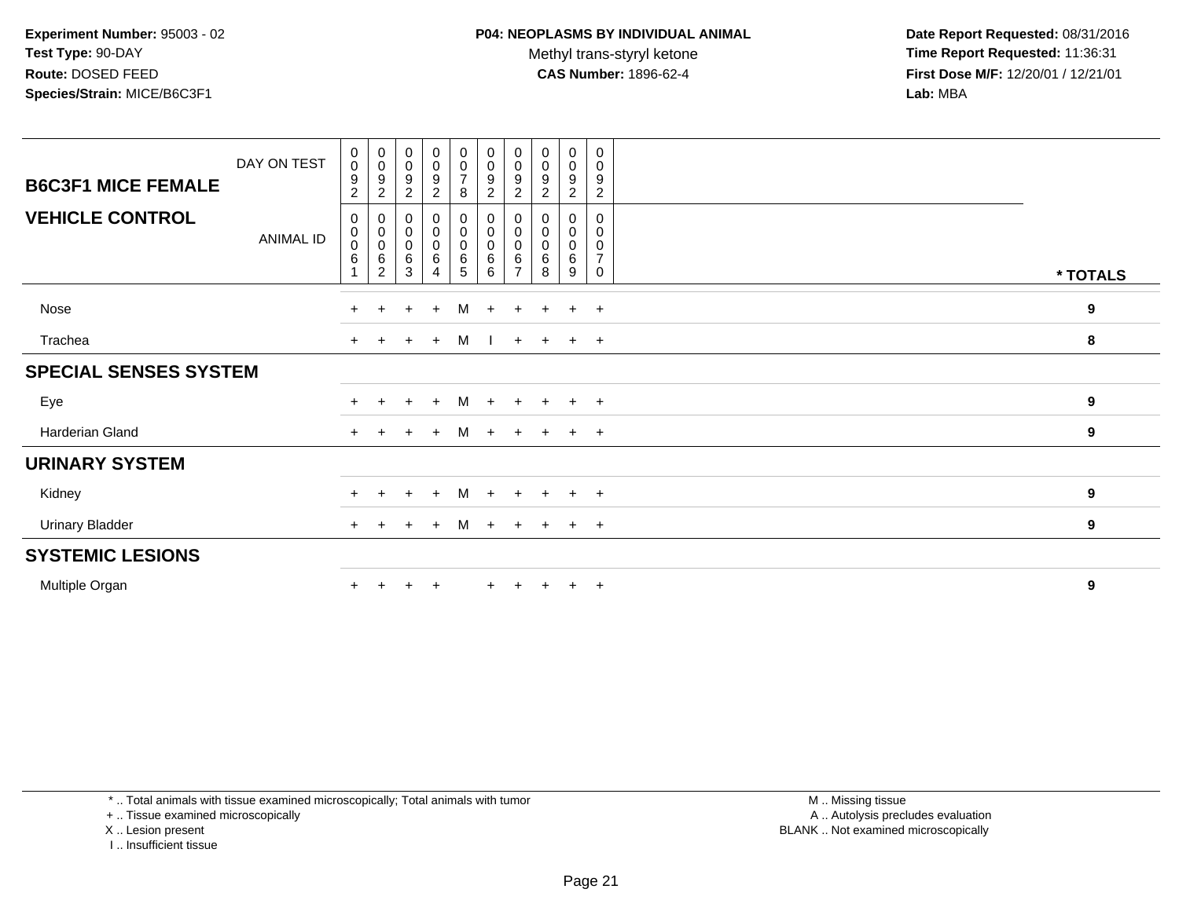**Experiment Number:** 95003 - 02
**Test Type:** 90-DAY
**Route:** DOSED FEED
**Species/Strain:** MICE/B6C3F1

**P04: NEOPLASMS BY INDIVIDUAL ANIMAL**
Methyl trans-styryl ketone
**CAS Number:** 1896-62-4

**Date Report Requested:** 08/31/2016
**Time Report Requested:** 11:36:31
**First Dose M/F:** 12/20/01 / 12/21/01
**Lab:** MBA

| B6C3F1 MICE FEMALE — DAY ON TEST | 0092 | 0092 | 0092 | 0092 | 0078 | 0092 | 0092 | 0092 | 0092 | 0092 | |
|---|---|---|---|---|---|---|---|---|---|---|---|
| **VEHICLE CONTROL** — ANIMAL ID | 00061 | 00062 | 00063 | 00064 | 00065 | 00066 | 00067 | 00068 | 00069 | 00070 | * TOTALS |
| Nose | + | + | + | + | M | + | + | + | + | + | 9 |
| Trachea | + | + | + | + | M | I | + | + | + | + | 8 |
| **SPECIAL SENSES SYSTEM** | | | | | | | | | | | |
| Eye | + | + | + | + | M | + | + | + | + | + | 9 |
| Harderian Gland | + | + | + | + | M | + | + | + | + | + | 9 |
| **URINARY SYSTEM** | | | | | | | | | | | |
| Kidney | + | + | + | + | M | + | + | + | + | + | 9 |
| Urinary Bladder | + | + | + | + | M | + | + | + | + | + | 9 |
| **SYSTEMIC LESIONS** | | | | | | | | | | | |
| Multiple Organ | + | + | + | + | | + | + | + | + | + | 9 |

* .. Total animals with tissue examined microscopically; Total animals with tumor
+ .. Tissue examined microscopically
X .. Lesion present
I .. Insufficient tissue

M .. Missing tissue
A .. Autolysis precludes evaluation
BLANK .. Not examined microscopically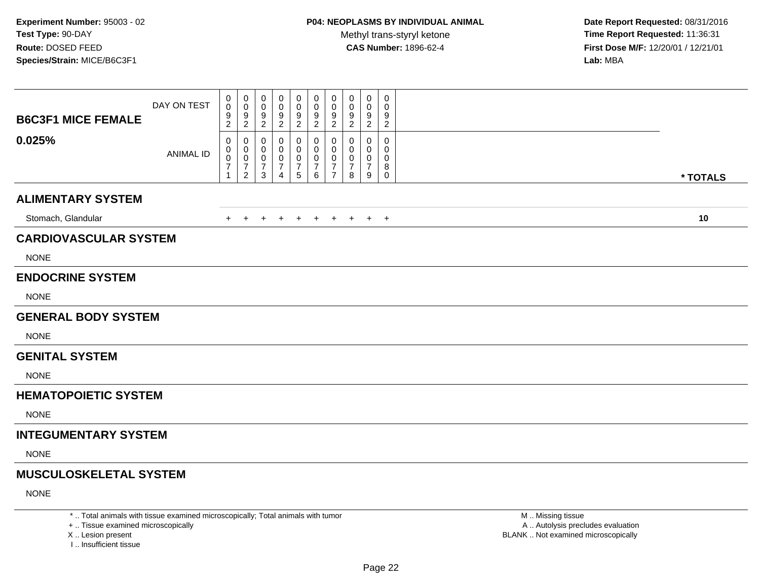**Experiment Number:** 95003 - 02
**Test Type:** 90-DAY
**Route:** DOSED FEED
**Species/Strain:** MICE/B6C3F1

**P04: NEOPLASMS BY INDIVIDUAL ANIMAL**
Methyl trans-styryl ketone
**CAS Number:** 1896-62-4

**Date Report Requested:** 08/31/2016
**Time Report Requested:** 11:36:31
**First Dose M/F:** 12/20/01 / 12/21/01
**Lab:** MBA

| B6C3F1 MICE FEMALE 0.025% | | | | | | | | | | | |
|---|---|---|---|---|---|---|---|---|---|---|---|
| DAY ON TEST | 0092 | 0092 | 0092 | 0092 | 0092 | 0092 | 0092 | 0092 | 0092 | 0092 | |
| ANIMAL ID | 00071 | 00072 | 00073 | 00074 | 00075 | 00076 | 00077 | 00078 | 00079 | 00080 | * TOTALS |
| **ALIMENTARY SYSTEM** | | | | | | | | | | | |
| Stomach, Glandular | + | + | + | + | + | + | + | + | + | + | **10** |
| **CARDIOVASCULAR SYSTEM** | | | | | | | | | | | |
| NONE | | | | | | | | | | | |
| **ENDOCRINE SYSTEM** | | | | | | | | | | | |
| NONE | | | | | | | | | | | |
| **GENERAL BODY SYSTEM** | | | | | | | | | | | |
| NONE | | | | | | | | | | | |
| **GENITAL SYSTEM** | | | | | | | | | | | |
| NONE | | | | | | | | | | | |
| **HEMATOPOIETIC SYSTEM** | | | | | | | | | | | |
| NONE | | | | | | | | | | | |
| **INTEGUMENTARY SYSTEM** | | | | | | | | | | | |
| NONE | | | | | | | | | | | |
| **MUSCULOSKELETAL SYSTEM** | | | | | | | | | | | |
| NONE | | | | | | | | | | | |

* .. Total animals with tissue examined microscopically; Total animals with tumor
+ .. Tissue examined microscopically
X .. Lesion present
I .. Insufficient tissue

M .. Missing tissue
A .. Autolysis precludes evaluation
BLANK .. Not examined microscopically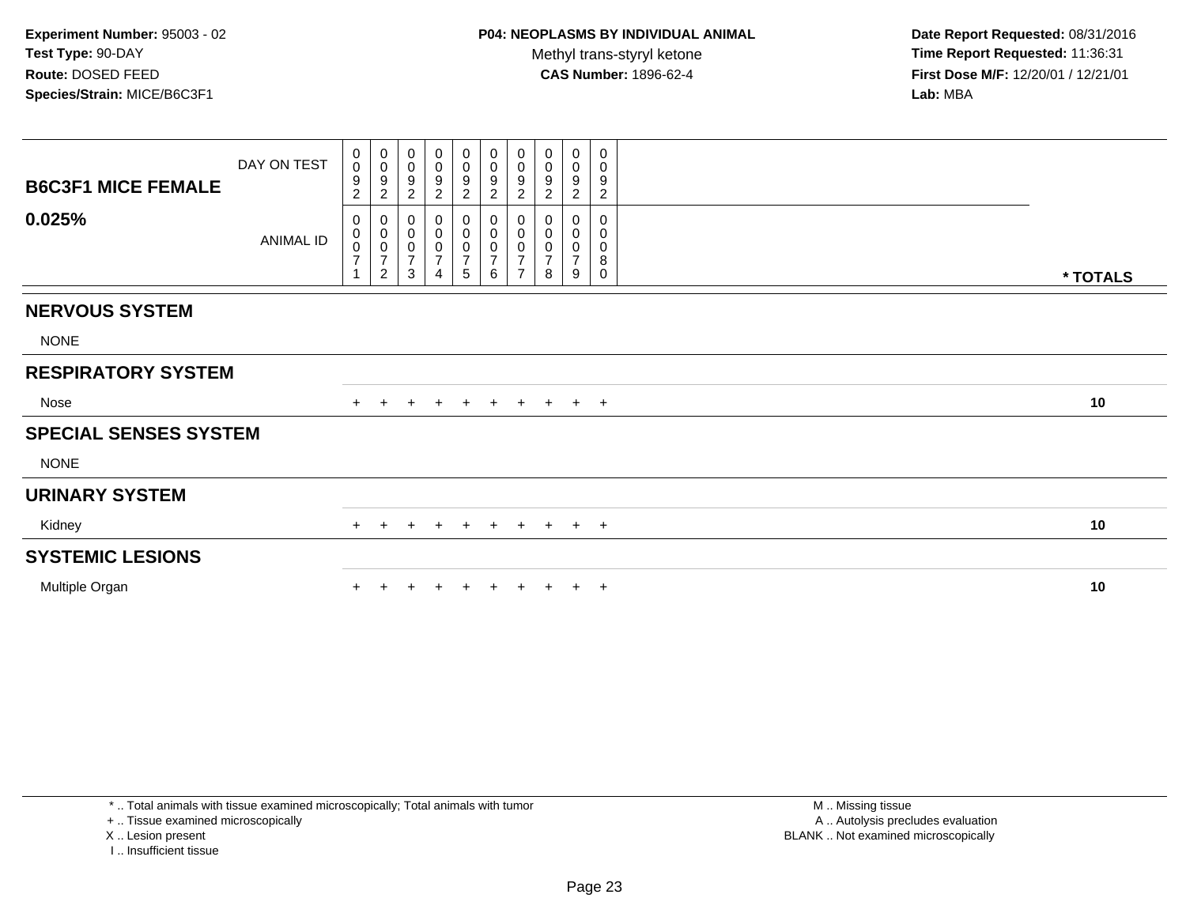**Experiment Number:** 95003 - 02
**Test Type:** 90-DAY
**Route:** DOSED FEED
**Species/Strain:** MICE/B6C3F1

**P04: NEOPLASMS BY INDIVIDUAL ANIMAL**
Methyl trans-styryl ketone
**CAS Number:** 1896-62-4

**Date Report Requested:** 08/31/2016
**Time Report Requested:** 11:36:31
**First Dose M/F:** 12/20/01 / 12/21/01
**Lab:** MBA

| B6C3F1 MICE FEMALE 0.025% | | | | | | | | | | | |
|---|---|---|---|---|---|---|---|---|---|---|---|
| DAY ON TEST | 0092 | 0092 | 0092 | 0092 | 0092 | 0092 | 0092 | 0092 | 0092 | 0092 | |
| ANIMAL ID | 00071 | 00072 | 00073 | 00074 | 00075 | 00076 | 00077 | 00078 | 00079 | 00080 | * TOTALS |
| **NERVOUS SYSTEM** | | | | | | | | | | | |
| NONE | | | | | | | | | | | |
| **RESPIRATORY SYSTEM** | | | | | | | | | | | |
| Nose | + | + | + | + | + | + | + | + | + | + | 10 |
| **SPECIAL SENSES SYSTEM** | | | | | | | | | | | |
| NONE | | | | | | | | | | | |
| **URINARY SYSTEM** | | | | | | | | | | | |
| Kidney | + | + | + | + | + | + | + | + | + | + | 10 |
| **SYSTEMIC LESIONS** | | | | | | | | | | | |
| Multiple Organ | + | + | + | + | + | + | + | + | + | + | 10 |

* .. Total animals with tissue examined microscopically; Total animals with tumor
+ .. Tissue examined microscopically
X .. Lesion present
I .. Insufficient tissue

M .. Missing tissue
A .. Autolysis precludes evaluation
BLANK .. Not examined microscopically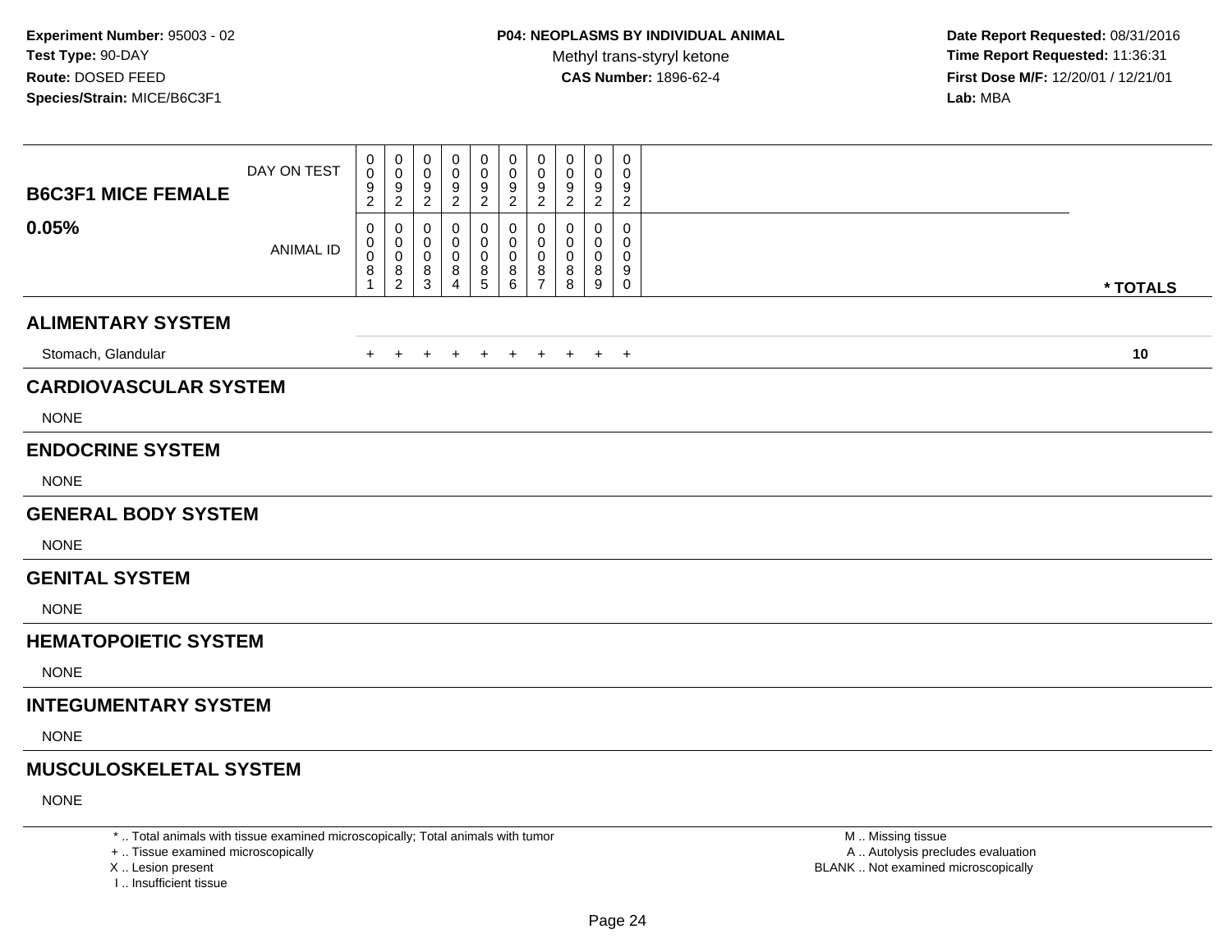**Experiment Number:** 95003 - 02
**Test Type:** 90-DAY
**Route:** DOSED FEED
**Species/Strain:** MICE/B6C3F1

**P04: NEOPLASMS BY INDIVIDUAL ANIMAL**
Methyl trans-styryl ketone
**CAS Number:** 1896-62-4

**Date Report Requested:** 08/31/2016
**Time Report Requested:** 11:36:31
**First Dose M/F:** 12/20/01 / 12/21/01
**Lab:** MBA

| **B6C3F1 MICE FEMALE** DAY ON TEST | 0092 | 0092 | 0092 | 0092 | 0092 | 0092 | 0092 | 0092 | 0092 | 0092 | |
|---|---|---|---|---|---|---|---|---|---|---|---|
| **0.05%** ANIMAL ID | 00081 | 00082 | 00083 | 00084 | 00085 | 00086 | 00087 | 00088 | 00089 | 00090 | *** TOTALS** |
| **ALIMENTARY SYSTEM** | | | | | | | | | | | |
| Stomach, Glandular | + | + | + | + | + | + | + | + | + | + | **10** |
| **CARDIOVASCULAR SYSTEM** | | | | | | | | | | | |
| NONE | | | | | | | | | | | |
| **ENDOCRINE SYSTEM** | | | | | | | | | | | |
| NONE | | | | | | | | | | | |
| **GENERAL BODY SYSTEM** | | | | | | | | | | | |
| NONE | | | | | | | | | | | |
| **GENITAL SYSTEM** | | | | | | | | | | | |
| NONE | | | | | | | | | | | |
| **HEMATOPOIETIC SYSTEM** | | | | | | | | | | | |
| NONE | | | | | | | | | | | |
| **INTEGUMENTARY SYSTEM** | | | | | | | | | | | |
| NONE | | | | | | | | | | | |
| **MUSCULOSKELETAL SYSTEM** | | | | | | | | | | | |
| NONE | | | | | | | | | | | |

* .. Total animals with tissue examined microscopically; Total animals with tumor
+ .. Tissue examined microscopically
X .. Lesion present
I .. Insufficient tissue

M .. Missing tissue
A .. Autolysis precludes evaluation
BLANK .. Not examined microscopically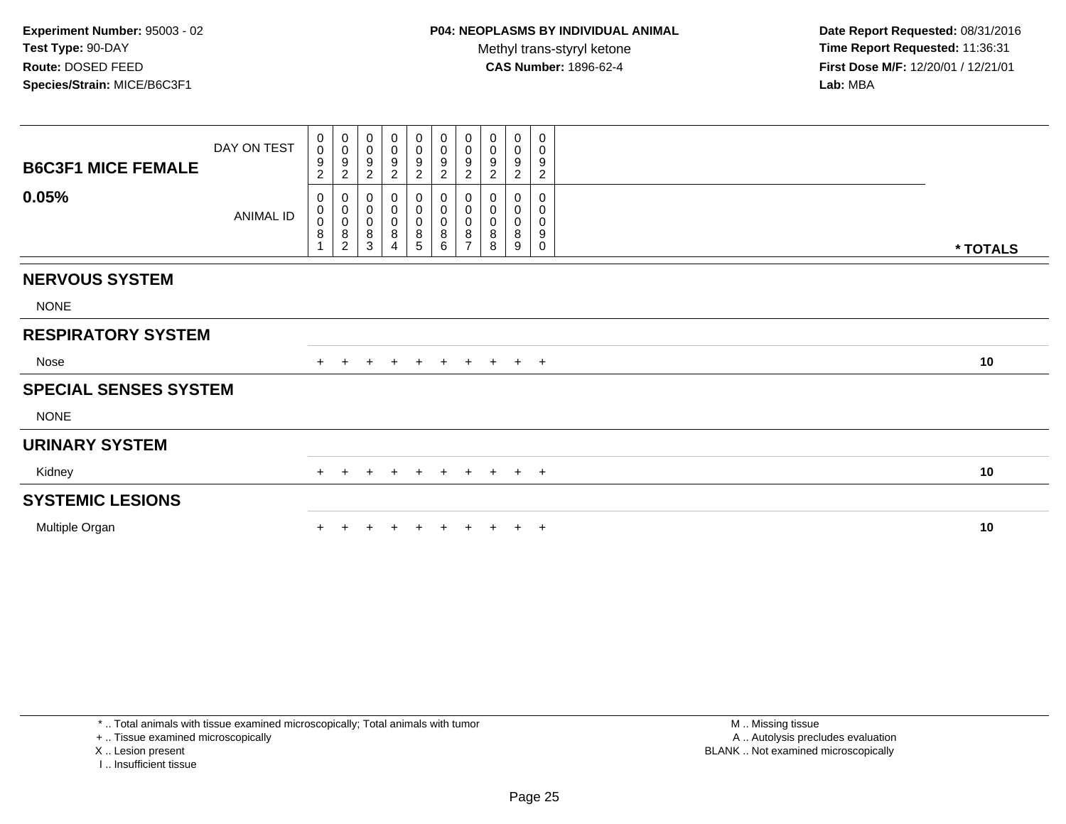**Experiment Number:** 95003 - 02
**Test Type:** 90-DAY
**Route:** DOSED FEED
**Species/Strain:** MICE/B6C3F1

**P04: NEOPLASMS BY INDIVIDUAL ANIMAL**
Methyl trans-styryl ketone
**CAS Number:** 1896-62-4

**Date Report Requested:** 08/31/2016
**Time Report Requested:** 11:36:31
**First Dose M/F:** 12/20/01 / 12/21/01
**Lab:** MBA

| **B6C3F1 MICE FEMALE** DAY ON TEST | 0092 | 0092 | 0092 | 0092 | 0092 | 0092 | 0092 | 0092 | 0092 | 0092 | |
|---|---|---|---|---|---|---|---|---|---|---|---|
| **0.05%** ANIMAL ID | 00081 | 00082 | 00083 | 00084 | 00085 | 00086 | 00087 | 00088 | 00089 | 00090 | *** TOTALS** |
| **NERVOUS SYSTEM** | | | | | | | | | | | |
| NONE | | | | | | | | | | | |
| **RESPIRATORY SYSTEM** | | | | | | | | | | | |
| Nose | + | + | + | + | + | + | + | + | + | + | **10** |
| **SPECIAL SENSES SYSTEM** | | | | | | | | | | | |
| NONE | | | | | | | | | | | |
| **URINARY SYSTEM** | | | | | | | | | | | |
| Kidney | + | + | + | + | + | + | + | + | + | + | **10** |
| **SYSTEMIC LESIONS** | | | | | | | | | | | |
| Multiple Organ | + | + | + | + | + | + | + | + | + | + | **10** |

\* .. Total animals with tissue examined microscopically; Total animals with tumor
\+ .. Tissue examined microscopically
X .. Lesion present
I .. Insufficient tissue

M .. Missing tissue
A .. Autolysis precludes evaluation
BLANK .. Not examined microscopically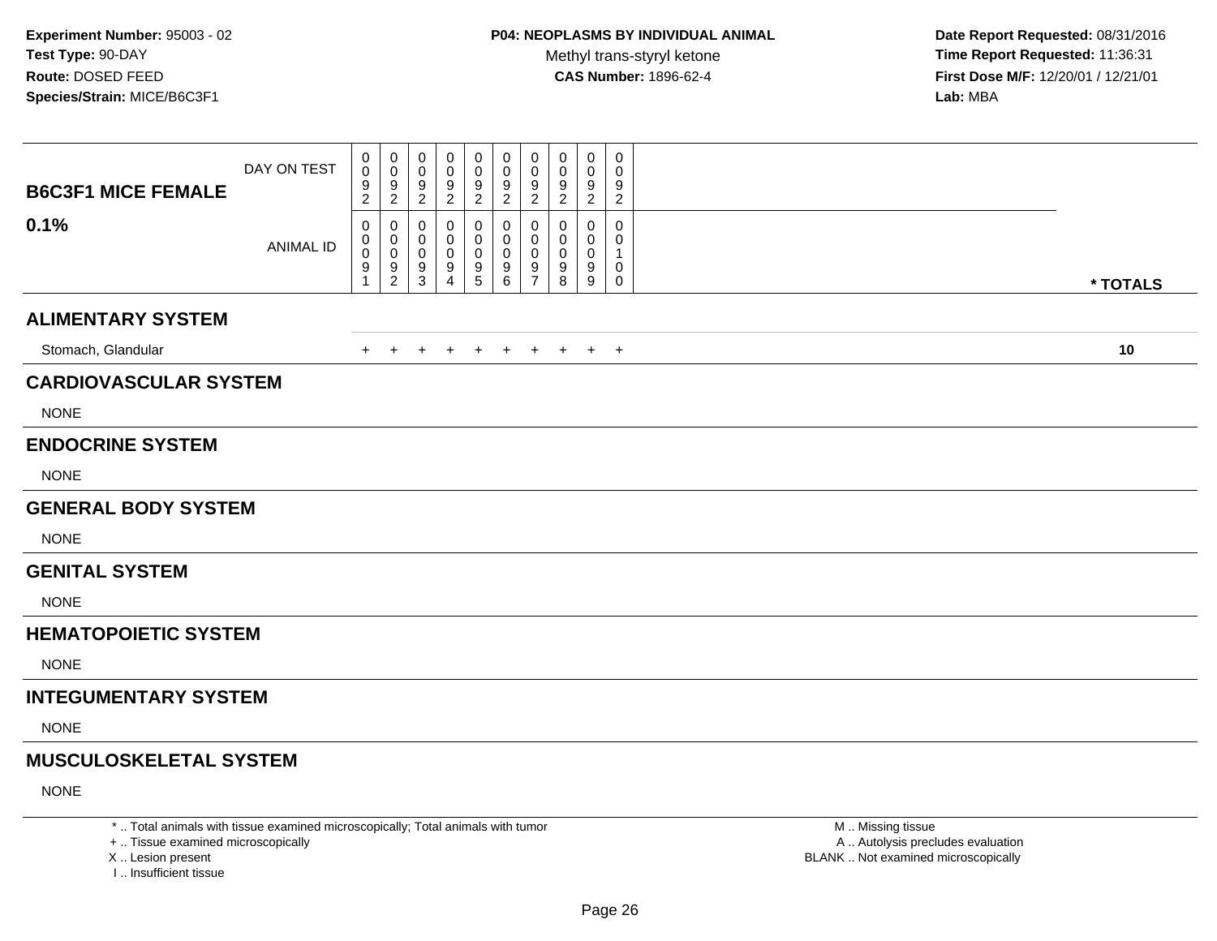**Experiment Number:** 95003 - 02
**Test Type:** 90-DAY
**Route:** DOSED FEED
**Species/Strain:** MICE/B6C3F1

**P04: NEOPLASMS BY INDIVIDUAL ANIMAL**
Methyl trans-styryl ketone
**CAS Number:** 1896-62-4

**Date Report Requested:** 08/31/2016
**Time Report Requested:** 11:36:31
**First Dose M/F:** 12/20/01 / 12/21/01
**Lab:** MBA

| B6C3F1 MICE FEMALE 0.1% | | | | | | | | | | | |
|---|---|---|---|---|---|---|---|---|---|---|---|
| DAY ON TEST | 0092 | 0092 | 0092 | 0092 | 0092 | 0092 | 0092 | 0092 | 0092 | 0092 | |
| ANIMAL ID | 00091 | 00092 | 00093 | 00094 | 00095 | 00096 | 00097 | 00098 | 00099 | 00100 | * TOTALS |
| **ALIMENTARY SYSTEM** | | | | | | | | | | | |
| Stomach, Glandular | + | + | + | + | + | + | + | + | + | + | **10** |
| **CARDIOVASCULAR SYSTEM** | | | | | | | | | | | |
| NONE | | | | | | | | | | | |
| **ENDOCRINE SYSTEM** | | | | | | | | | | | |
| NONE | | | | | | | | | | | |
| **GENERAL BODY SYSTEM** | | | | | | | | | | | |
| NONE | | | | | | | | | | | |
| **GENITAL SYSTEM** | | | | | | | | | | | |
| NONE | | | | | | | | | | | |
| **HEMATOPOIETIC SYSTEM** | | | | | | | | | | | |
| NONE | | | | | | | | | | | |
| **INTEGUMENTARY SYSTEM** | | | | | | | | | | | |
| NONE | | | | | | | | | | | |
| **MUSCULOSKELETAL SYSTEM** | | | | | | | | | | | |
| NONE | | | | | | | | | | | |

* .. Total animals with tissue examined microscopically; Total animals with tumor
+ .. Tissue examined microscopically
X .. Lesion present
I .. Insufficient tissue

M .. Missing tissue
A .. Autolysis precludes evaluation
BLANK .. Not examined microscopically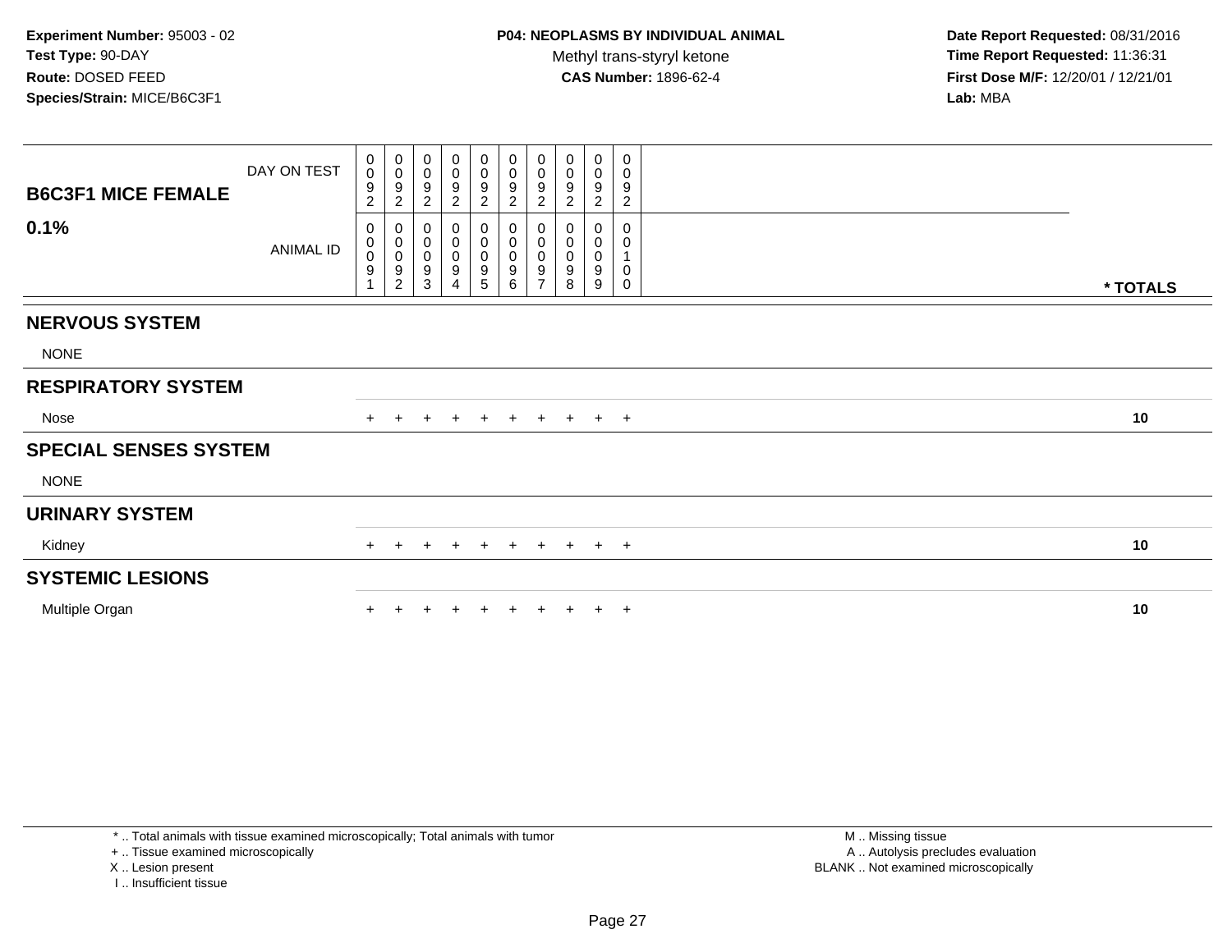**Experiment Number:** 95003 - 02
**Test Type:** 90-DAY
**Route:** DOSED FEED
**Species/Strain:** MICE/B6C3F1

**P04: NEOPLASMS BY INDIVIDUAL ANIMAL**
Methyl trans-styryl ketone
**CAS Number:** 1896-62-4

**Date Report Requested:** 08/31/2016
**Time Report Requested:** 11:36:31
**First Dose M/F:** 12/20/01 / 12/21/01
**Lab:** MBA

| B6C3F1 MICE FEMALE 0.1% | | | | | | | | | | | |
|---|---|---|---|---|---|---|---|---|---|---|---|
| DAY ON TEST | 0092 | 0092 | 0092 | 0092 | 0092 | 0092 | 0092 | 0092 | 0092 | 0092 | |
| ANIMAL ID | 00091 | 00092 | 00093 | 00094 | 00095 | 00096 | 00097 | 00098 | 00099 | 00100 | * TOTALS |
| **NERVOUS SYSTEM** | | | | | | | | | | | |
| NONE | | | | | | | | | | | |
| **RESPIRATORY SYSTEM** | | | | | | | | | | | |
| Nose | + | + | + | + | + | + | + | + | + | + | 10 |
| **SPECIAL SENSES SYSTEM** | | | | | | | | | | | |
| NONE | | | | | | | | | | | |
| **URINARY SYSTEM** | | | | | | | | | | | |
| Kidney | + | + | + | + | + | + | + | + | + | + | 10 |
| **SYSTEMIC LESIONS** | | | | | | | | | | | |
| Multiple Organ | + | + | + | + | + | + | + | + | + | + | 10 |

* .. Total animals with tissue examined microscopically; Total animals with tumor
+ .. Tissue examined microscopically
X .. Lesion present
I .. Insufficient tissue

M .. Missing tissue
A .. Autolysis precludes evaluation
BLANK .. Not examined microscopically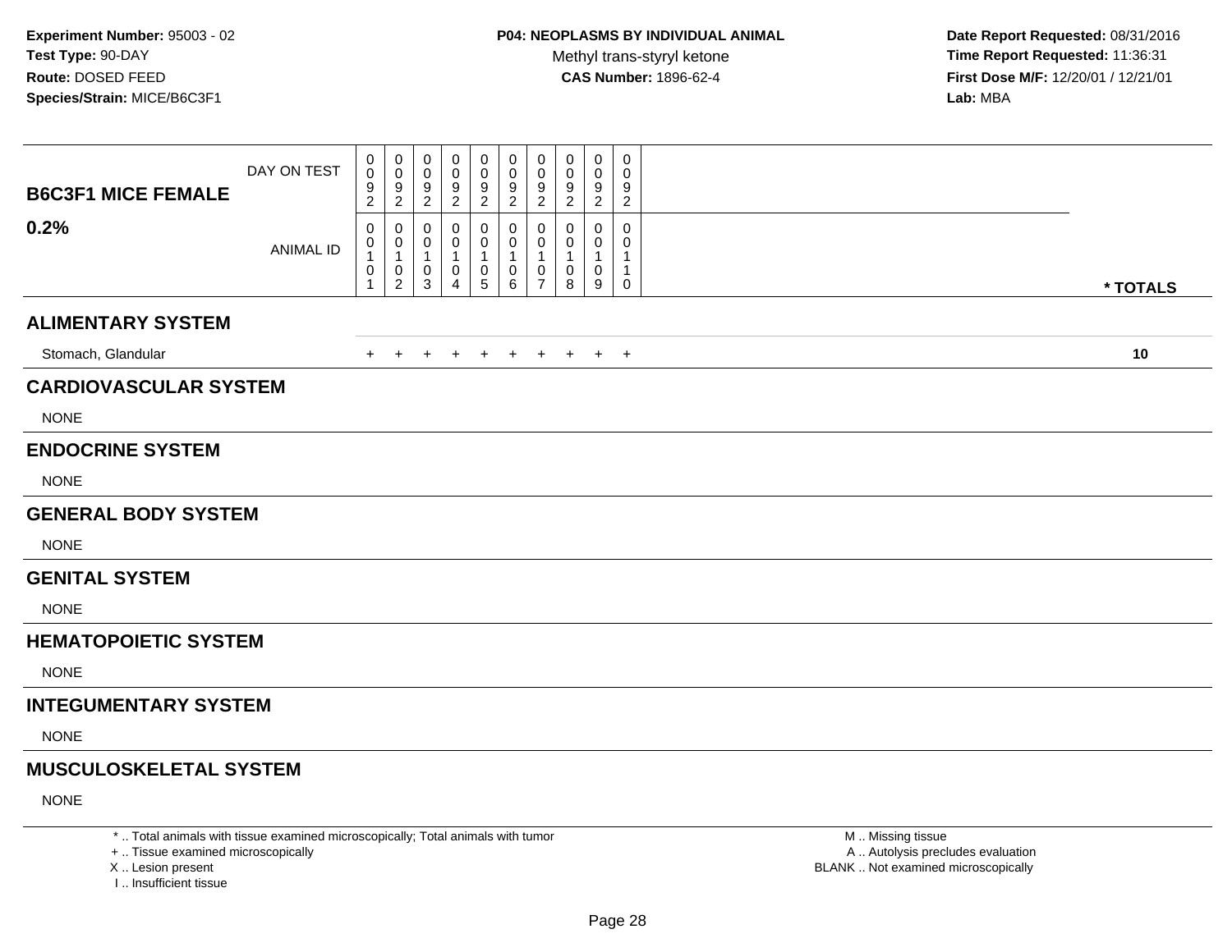**Experiment Number:** 95003 - 02
**Test Type:** 90-DAY
**Route:** DOSED FEED
**Species/Strain:** MICE/B6C3F1

**P04: NEOPLASMS BY INDIVIDUAL ANIMAL**
Methyl trans-styryl ketone
**CAS Number:** 1896-62-4

**Date Report Requested:** 08/31/2016
**Time Report Requested:** 11:36:31
**First Dose M/F:** 12/20/01 / 12/21/01
**Lab:** MBA

| **B6C3F1 MICE FEMALE** DAY ON TEST | 0092 | 0092 | 0092 | 0092 | 0092 | 0092 | 0092 | 0092 | 0092 | 0092 | |
|---|---|---|---|---|---|---|---|---|---|---|---|
| **0.2%** ANIMAL ID | 00101 | 00102 | 00103 | 00104 | 00105 | 00106 | 00107 | 00108 | 00109 | 00110 | *** TOTALS** |
| **ALIMENTARY SYSTEM** | | | | | | | | | | | |
| Stomach, Glandular | + | + | + | + | + | + | + | + | + | + | **10** |
| **CARDIOVASCULAR SYSTEM** | | | | | | | | | | | |
| NONE | | | | | | | | | | | |
| **ENDOCRINE SYSTEM** | | | | | | | | | | | |
| NONE | | | | | | | | | | | |
| **GENERAL BODY SYSTEM** | | | | | | | | | | | |
| NONE | | | | | | | | | | | |
| **GENITAL SYSTEM** | | | | | | | | | | | |
| NONE | | | | | | | | | | | |
| **HEMATOPOIETIC SYSTEM** | | | | | | | | | | | |
| NONE | | | | | | | | | | | |
| **INTEGUMENTARY SYSTEM** | | | | | | | | | | | |
| NONE | | | | | | | | | | | |
| **MUSCULOSKELETAL SYSTEM** | | | | | | | | | | | |
| NONE | | | | | | | | | | | |

\* .. Total animals with tissue examined microscopically; Total animals with tumor
\+ .. Tissue examined microscopically
X .. Lesion present
I .. Insufficient tissue

M .. Missing tissue
A .. Autolysis precludes evaluation
BLANK .. Not examined microscopically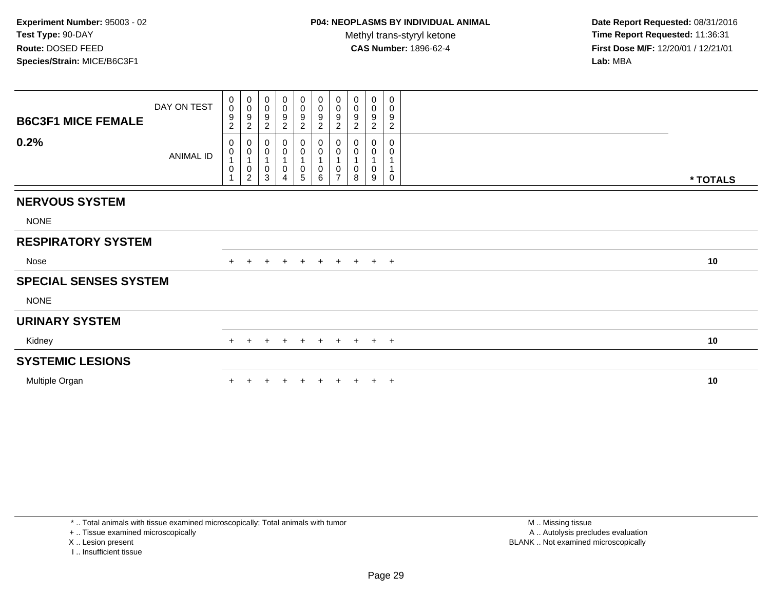**Experiment Number:** 95003 - 02
**Test Type:** 90-DAY
**Route:** DOSED FEED
**Species/Strain:** MICE/B6C3F1

**P04: NEOPLASMS BY INDIVIDUAL ANIMAL**
Methyl trans-styryl ketone
**CAS Number:** 1896-62-4

**Date Report Requested:** 08/31/2016
**Time Report Requested:** 11:36:31
**First Dose M/F:** 12/20/01 / 12/21/01
**Lab:** MBA

| B6C3F1 MICE FEMALE 0.2% | | | | | | | | | | | |
|---|---|---|---|---|---|---|---|---|---|---|---|
| DAY ON TEST | 0092 | 0092 | 0092 | 0092 | 0092 | 0092 | 0092 | 0092 | 0092 | 0092 | |
| ANIMAL ID | 00101 | 00102 | 00103 | 00104 | 00105 | 00106 | 00107 | 00108 | 00109 | 00110 | * TOTALS |
| **NERVOUS SYSTEM** | | | | | | | | | | | |
| NONE | | | | | | | | | | | |
| **RESPIRATORY SYSTEM** | | | | | | | | | | | |
| Nose | + | + | + | + | + | + | + | + | + | + | 10 |
| **SPECIAL SENSES SYSTEM** | | | | | | | | | | | |
| NONE | | | | | | | | | | | |
| **URINARY SYSTEM** | | | | | | | | | | | |
| Kidney | + | + | + | + | + | + | + | + | + | + | 10 |
| **SYSTEMIC LESIONS** | | | | | | | | | | | |
| Multiple Organ | + | + | + | + | + | + | + | + | + | + | 10 |

* .. Total animals with tissue examined microscopically; Total animals with tumor
+ .. Tissue examined microscopically
X .. Lesion present
I .. Insufficient tissue

M .. Missing tissue
A .. Autolysis precludes evaluation
BLANK .. Not examined microscopically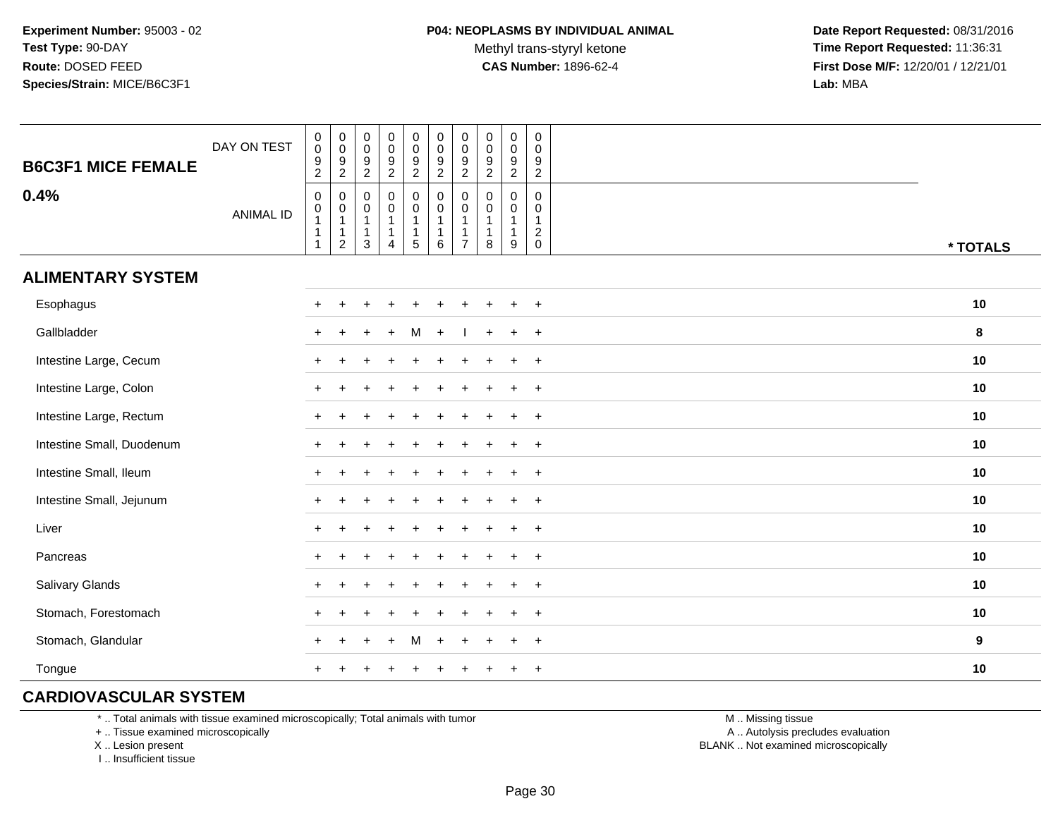Experiment Number: 95003 - 02
Test Type: 90-DAY
Route: DOSED FEED
Species/Strain: MICE/B6C3F1

**P04: NEOPLASMS BY INDIVIDUAL ANIMAL**
Methyl trans-styryl ketone
**CAS Number:** 1896-62-4

Date Report Requested: 08/31/2016
Time Report Requested: 11:36:31
First Dose M/F: 12/20/01 / 12/21/01
Lab: MBA

| B6C3F1 MICE FEMALE 0.4% | | | | | | | | | | | |
|---|---|---|---|---|---|---|---|---|---|---|---|
| DAY ON TEST | 0092 | 0092 | 0092 | 0092 | 0092 | 0092 | 0092 | 0092 | 0092 | 0092 | |
| ANIMAL ID | 00111 | 00112 | 00113 | 00114 | 00115 | 00116 | 00117 | 00118 | 00119 | 00120 | * TOTALS |
| **ALIMENTARY SYSTEM** | | | | | | | | | | | |
| Esophagus | + | + | + | + | + | + | + | + | + | + | 10 |
| Gallbladder | + | + | + | + | M | + | I | + | + | + | 8 |
| Intestine Large, Cecum | + | + | + | + | + | + | + | + | + | + | 10 |
| Intestine Large, Colon | + | + | + | + | + | + | + | + | + | + | 10 |
| Intestine Large, Rectum | + | + | + | + | + | + | + | + | + | + | 10 |
| Intestine Small, Duodenum | + | + | + | + | + | + | + | + | + | + | 10 |
| Intestine Small, Ileum | + | + | + | + | + | + | + | + | + | + | 10 |
| Intestine Small, Jejunum | + | + | + | + | + | + | + | + | + | + | 10 |
| Liver | + | + | + | + | + | + | + | + | + | + | 10 |
| Pancreas | + | + | + | + | + | + | + | + | + | + | 10 |
| Salivary Glands | + | + | + | + | + | + | + | + | + | + | 10 |
| Stomach, Forestomach | + | + | + | + | + | + | + | + | + | + | 10 |
| Stomach, Glandular | + | + | + | + | M | + | + | + | + | + | 9 |
| Tongue | + | + | + | + | + | + | + | + | + | + | 10 |
| **CARDIOVASCULAR SYSTEM** | | | | | | | | | | | |

\* .. Total animals with tissue examined microscopically; Total animals with tumor
\+ .. Tissue examined microscopically
X .. Lesion present
I .. Insufficient tissue

M .. Missing tissue
A .. Autolysis precludes evaluation
BLANK .. Not examined microscopically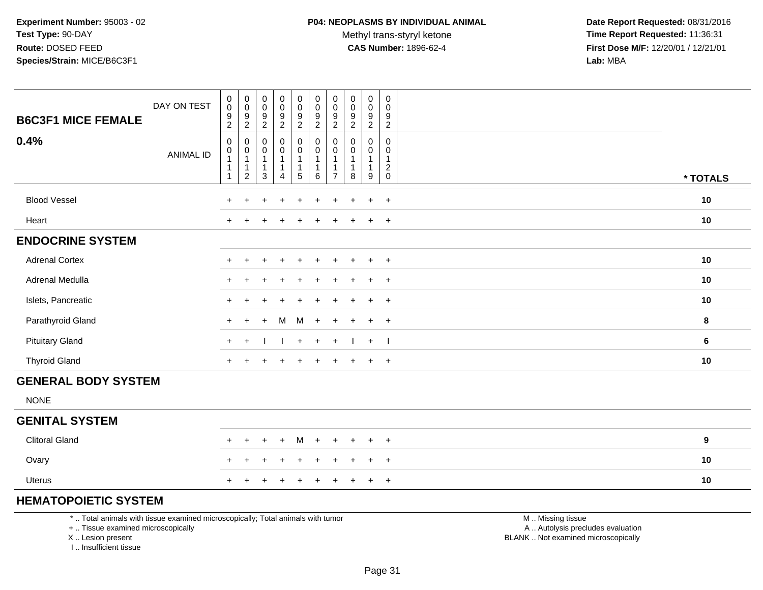**Experiment Number:** 95003 - 02
**Test Type:** 90-DAY
**Route:** DOSED FEED
**Species/Strain:** MICE/B6C3F1

**P04: NEOPLASMS BY INDIVIDUAL ANIMAL**
Methyl trans-styryl ketone
**CAS Number:** 1896-62-4

**Date Report Requested:** 08/31/2016
**Time Report Requested:** 11:36:31
**First Dose M/F:** 12/20/01 / 12/21/01
**Lab:** MBA

## B6C3F1 MICE FEMALE 0.4%

| DAY ON TEST | 0092 | 0092 | 0092 | 0092 | 0092 | 0092 | 0092 | 0092 | 0092 | 0092 | |
|---|---|---|---|---|---|---|---|---|---|---|---|
| **ANIMAL ID** | 00111 | 00112 | 00113 | 00114 | 00115 | 00116 | 00117 | 00118 | 00119 | 00120 | *** TOTALS** |
| Blood Vessel | + | + | + | + | + | + | + | + | + | + | **10** |
| Heart | + | + | + | + | + | + | + | + | + | + | **10** |
| **ENDOCRINE SYSTEM** | | | | | | | | | | | |
| Adrenal Cortex | + | + | + | + | + | + | + | + | + | + | **10** |
| Adrenal Medulla | + | + | + | + | + | + | + | + | + | + | **10** |
| Islets, Pancreatic | + | + | + | + | + | + | + | + | + | + | **10** |
| Parathyroid Gland | + | + | + | M | M | + | + | + | + | + | **8** |
| Pituitary Gland | + | + | I | I | + | + | + | I | + | I | **6** |
| Thyroid Gland | + | + | + | + | + | + | + | + | + | + | **10** |
| **GENERAL BODY SYSTEM** | | | | | | | | | | | |
| NONE | | | | | | | | | | | |
| **GENITAL SYSTEM** | | | | | | | | | | | |
| Clitoral Gland | + | + | + | + | M | + | + | + | + | + | **9** |
| Ovary | + | + | + | + | + | + | + | + | + | + | **10** |
| Uterus | + | + | + | + | + | + | + | + | + | + | **10** |
| **HEMATOPOIETIC SYSTEM** | | | | | | | | | | | |

\* .. Total animals with tissue examined microscopically; Total animals with tumor
\+ .. Tissue examined microscopically
X .. Lesion present
I .. Insufficient tissue

M .. Missing tissue
A .. Autolysis precludes evaluation
BLANK .. Not examined microscopically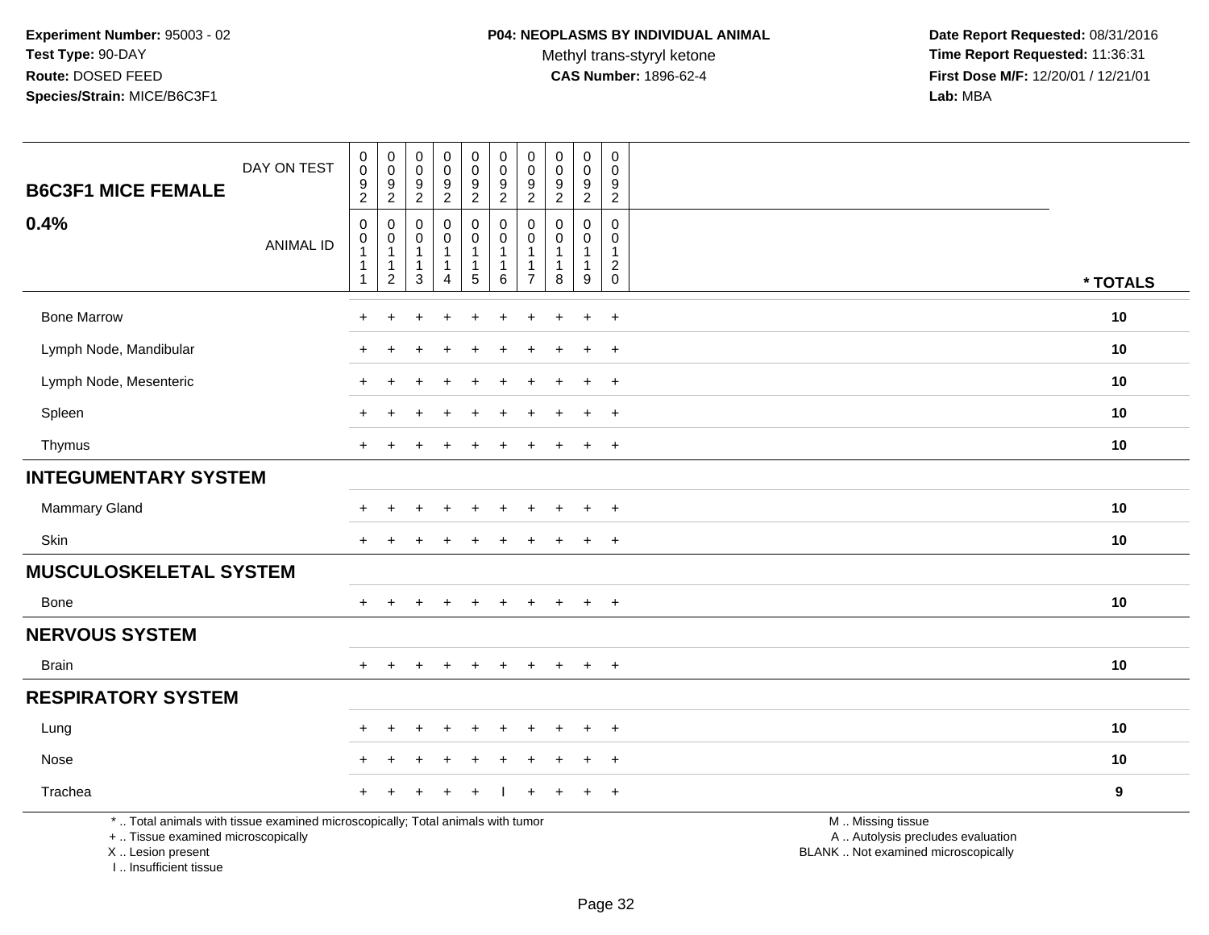**Experiment Number:** 95003 - 02
**Test Type:** 90-DAY
**Route:** DOSED FEED
**Species/Strain:** MICE/B6C3F1

**P04: NEOPLASMS BY INDIVIDUAL ANIMAL**
Methyl trans-styryl ketone
**CAS Number:** 1896-62-4

**Date Report Requested:** 08/31/2016
**Time Report Requested:** 11:36:31
**First Dose M/F:** 12/20/01 / 12/21/01
**Lab:** MBA

**B6C3F1 MICE FEMALE**

**0.4%**

| DAY ON TEST | 0092 | 0092 | 0092 | 0092 | 0092 | 0092 | 0092 | 0092 | 0092 | 0092 | |
|---|---|---|---|---|---|---|---|---|---|---|---|
| ANIMAL ID | 00111 | 00112 | 00113 | 00114 | 00115 | 00116 | 00117 | 00118 | 00119 | 00120 | * TOTALS |
| Bone Marrow | + | + | + | + | + | + | + | + | + | + | 10 |
| Lymph Node, Mandibular | + | + | + | + | + | + | + | + | + | + | 10 |
| Lymph Node, Mesenteric | + | + | + | + | + | + | + | + | + | + | 10 |
| Spleen | + | + | + | + | + | + | + | + | + | + | 10 |
| Thymus | + | + | + | + | + | + | + | + | + | + | 10 |
| **INTEGUMENTARY SYSTEM** | | | | | | | | | | | |
| Mammary Gland | + | + | + | + | + | + | + | + | + | + | 10 |
| Skin | + | + | + | + | + | + | + | + | + | + | 10 |
| **MUSCULOSKELETAL SYSTEM** | | | | | | | | | | | |
| Bone | + | + | + | + | + | + | + | + | + | + | 10 |
| **NERVOUS SYSTEM** | | | | | | | | | | | |
| Brain | + | + | + | + | + | + | + | + | + | + | 10 |
| **RESPIRATORY SYSTEM** | | | | | | | | | | | |
| Lung | + | + | + | + | + | + | + | + | + | + | 10 |
| Nose | + | + | + | + | + | + | + | + | + | + | 10 |
| Trachea | + | + | + | + | + | I | + | + | + | + | 9 |

* .. Total animals with tissue examined microscopically; Total animals with tumor
+ .. Tissue examined microscopically
X .. Lesion present
I .. Insufficient tissue

M .. Missing tissue
A .. Autolysis precludes evaluation
BLANK .. Not examined microscopically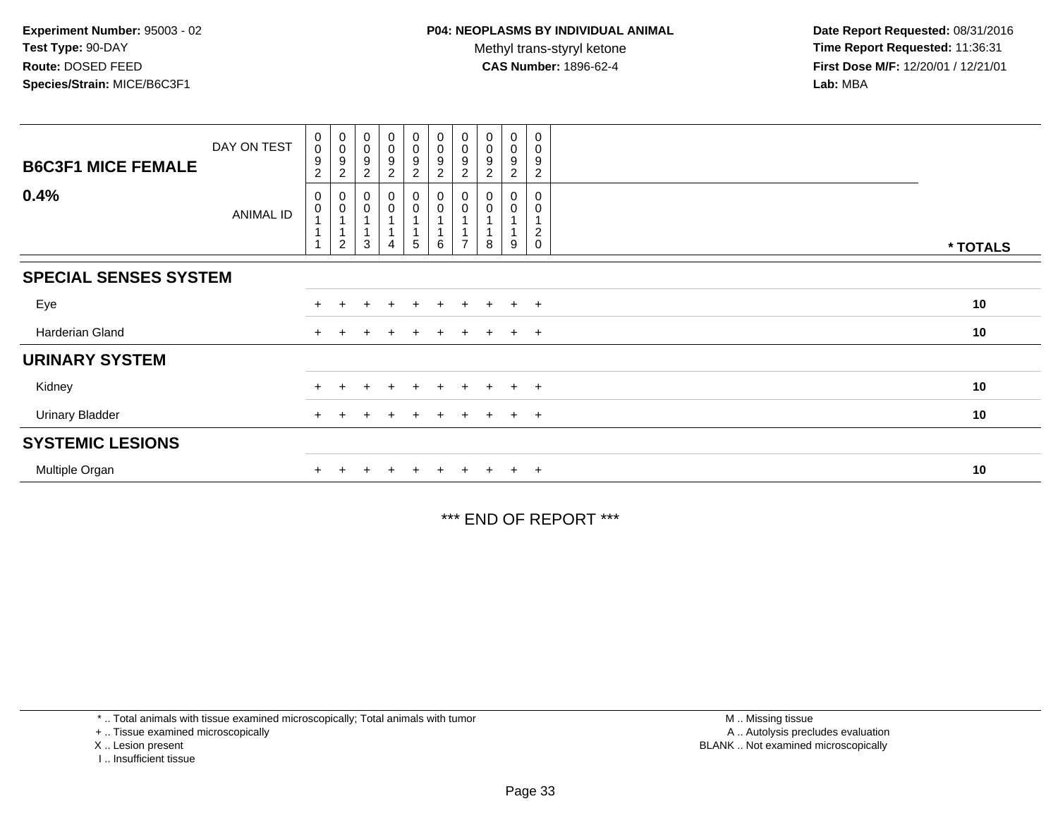**Experiment Number:** 95003 - 02
**Test Type:** 90-DAY
**Route:** DOSED FEED
**Species/Strain:** MICE/B6C3F1

**P04: NEOPLASMS BY INDIVIDUAL ANIMAL**
Methyl trans-styryl ketone
**CAS Number:** 1896-62-4

**Date Report Requested:** 08/31/2016
**Time Report Requested:** 11:36:31
**First Dose M/F:** 12/20/01 / 12/21/01
**Lab:** MBA

| B6C3F1 MICE FEMALE 0.4% | | | | | | | | | | | |
|---|---|---|---|---|---|---|---|---|---|---|---|
| DAY ON TEST | 0092 | 0092 | 0092 | 0092 | 0092 | 0092 | 0092 | 0092 | 0092 | 0092 | |
| ANIMAL ID | 00111 | 00112 | 00113 | 00114 | 00115 | 00116 | 00117 | 00118 | 00119 | 00120 | * TOTALS |
| **SPECIAL SENSES SYSTEM** | | | | | | | | | | | |
| Eye | + | + | + | + | + | + | + | + | + | + | 10 |
| Harderian Gland | + | + | + | + | + | + | + | + | + | + | 10 |
| **URINARY SYSTEM** | | | | | | | | | | | |
| Kidney | + | + | + | + | + | + | + | + | + | + | 10 |
| Urinary Bladder | + | + | + | + | + | + | + | + | + | + | 10 |
| **SYSTEMIC LESIONS** | | | | | | | | | | | |
| Multiple Organ | + | + | + | + | + | + | + | + | + | + | 10 |

*** END OF REPORT ***

* .. Total animals with tissue examined microscopically; Total animals with tumor
+ .. Tissue examined microscopically
X .. Lesion present
I .. Insufficient tissue

M .. Missing tissue
A .. Autolysis precludes evaluation
BLANK .. Not examined microscopically